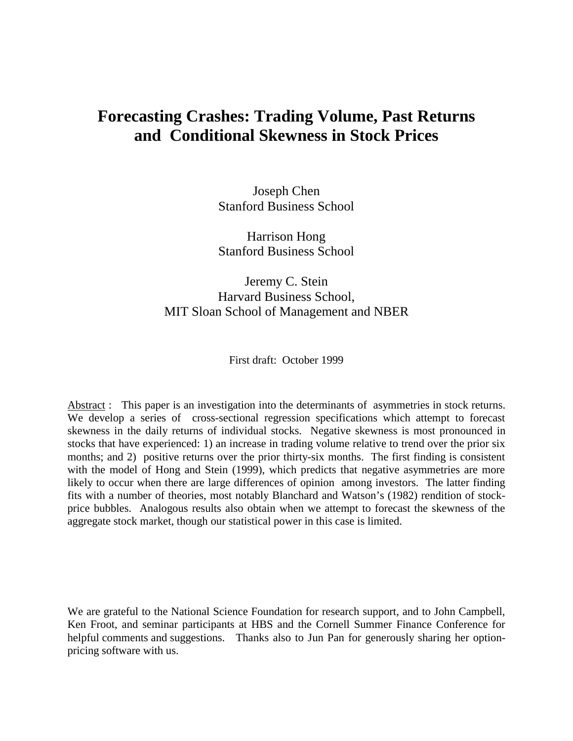# Forecasting Crashes: Trading Volume, Past Returns and Conditional Skewness in Stock Prices

Joseph Chen
Stanford Business School

Harrison Hong
Stanford Business School

Jeremy C. Stein
Harvard Business School,
MIT Sloan School of Management and NBER

First draft: October 1999

Abstract : This paper is an investigation into the determinants of asymmetries in stock returns. We develop a series of cross-sectional regression specifications which attempt to forecast skewness in the daily returns of individual stocks. Negative skewness is most pronounced in stocks that have experienced: 1) an increase in trading volume relative to trend over the prior six months; and 2) positive returns over the prior thirty-six months. The first finding is consistent with the model of Hong and Stein (1999), which predicts that negative asymmetries are more likely to occur when there are large differences of opinion among investors. The latter finding fits with a number of theories, most notably Blanchard and Watson's (1982) rendition of stock-price bubbles. Analogous results also obtain when we attempt to forecast the skewness of the aggregate stock market, though our statistical power in this case is limited.

We are grateful to the National Science Foundation for research support, and to John Campbell, Ken Froot, and seminar participants at HBS and the Cornell Summer Finance Conference for helpful comments and suggestions. Thanks also to Jun Pan for generously sharing her option-pricing software with us.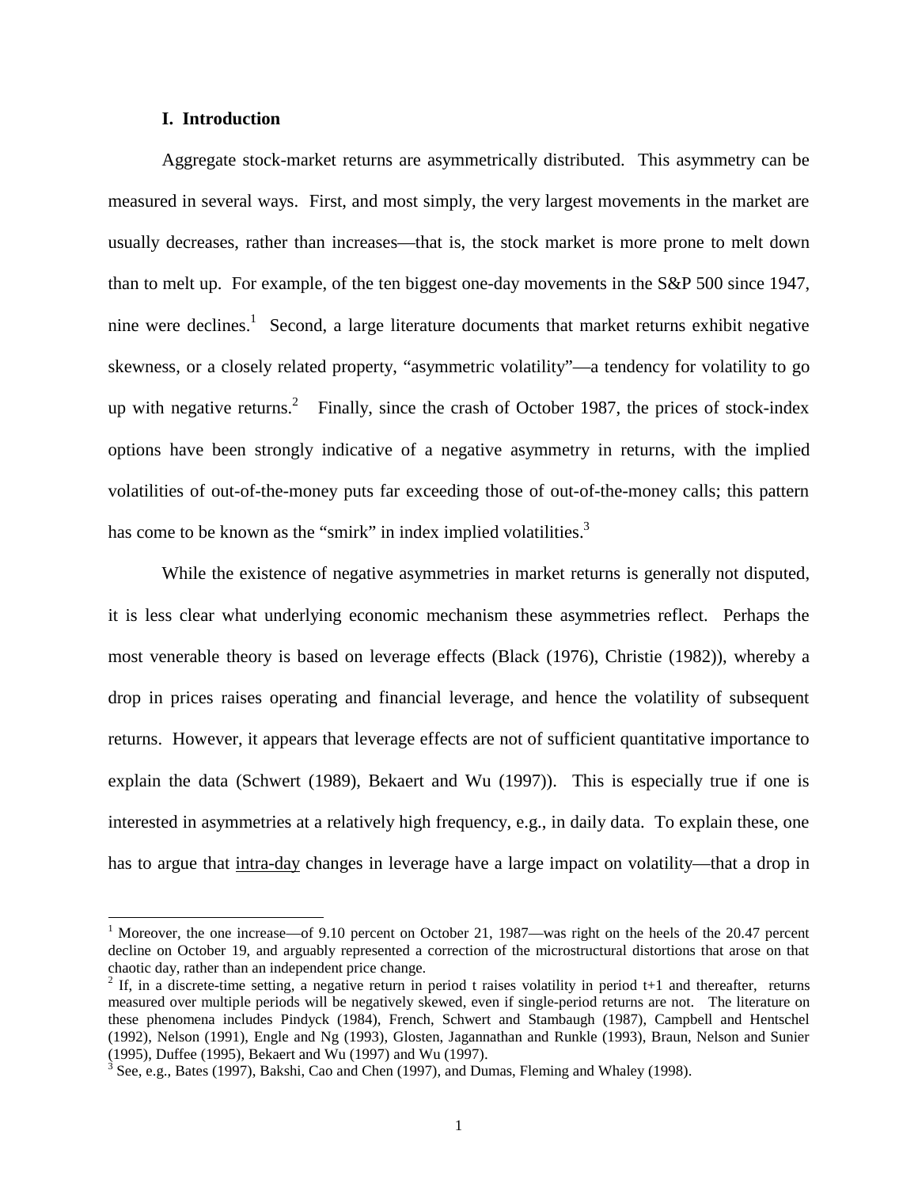## I. Introduction

Aggregate stock-market returns are asymmetrically distributed. This asymmetry can be measured in several ways. First, and most simply, the very largest movements in the market are usually decreases, rather than increases—that is, the stock market is more prone to melt down than to melt up. For example, of the ten biggest one-day movements in the S&P 500 since 1947, nine were declines.[1] Second, a large literature documents that market returns exhibit negative skewness, or a closely related property, "asymmetric volatility"—a tendency for volatility to go up with negative returns.[2] Finally, since the crash of October 1987, the prices of stock-index options have been strongly indicative of a negative asymmetry in returns, with the implied volatilities of out-of-the-money puts far exceeding those of out-of-the-money calls; this pattern has come to be known as the "smirk" in index implied volatilities.[3]

While the existence of negative asymmetries in market returns is generally not disputed, it is less clear what underlying economic mechanism these asymmetries reflect. Perhaps the most venerable theory is based on leverage effects (Black (1976), Christie (1982)), whereby a drop in prices raises operating and financial leverage, and hence the volatility of subsequent returns. However, it appears that leverage effects are not of sufficient quantitative importance to explain the data (Schwert (1989), Bekaert and Wu (1997)). This is especially true if one is interested in asymmetries at a relatively high frequency, e.g., in daily data. To explain these, one has to argue that <u>intra-day</u> changes in leverage have a large impact on volatility—that a drop in

---

[1] Moreover, the one increase—of 9.10 percent on October 21, 1987—was right on the heels of the 20.47 percent decline on October 19, and arguably represented a correction of the microstructural distortions that arose on that chaotic day, rather than an independent price change.

[2] If, in a discrete-time setting, a negative return in period t raises volatility in period t+1 and thereafter, returns measured over multiple periods will be negatively skewed, even if single-period returns are not. The literature on these phenomena includes Pindyck (1984), French, Schwert and Stambaugh (1987), Campbell and Hentschel (1992), Nelson (1991), Engle and Ng (1993), Glosten, Jagannathan and Runkle (1993), Braun, Nelson and Sunier (1995), Duffee (1995), Bekaert and Wu (1997) and Wu (1997).

[3] See, e.g., Bates (1997), Bakshi, Cao and Chen (1997), and Dumas, Fleming and Whaley (1998).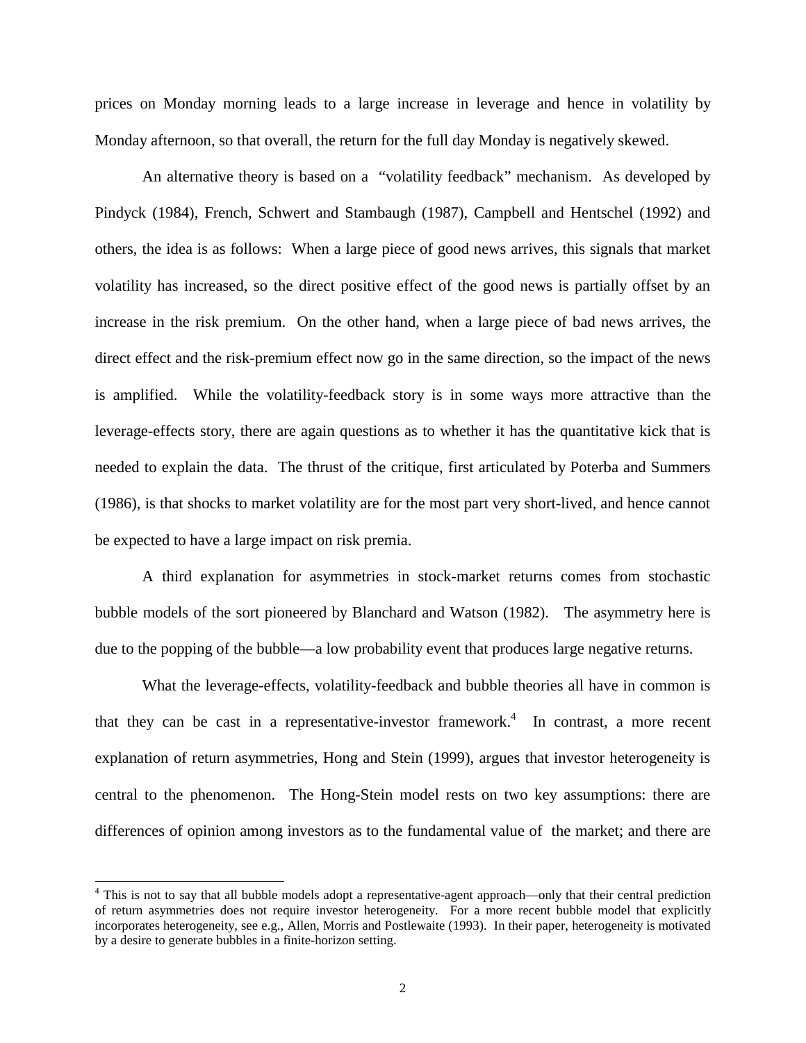prices on Monday morning leads to a large increase in leverage and hence in volatility by Monday afternoon, so that overall, the return for the full day Monday is negatively skewed.

An alternative theory is based on a "volatility feedback" mechanism. As developed by Pindyck (1984), French, Schwert and Stambaugh (1987), Campbell and Hentschel (1992) and others, the idea is as follows: When a large piece of good news arrives, this signals that market volatility has increased, so the direct positive effect of the good news is partially offset by an increase in the risk premium. On the other hand, when a large piece of bad news arrives, the direct effect and the risk-premium effect now go in the same direction, so the impact of the news is amplified. While the volatility-feedback story is in some ways more attractive than the leverage-effects story, there are again questions as to whether it has the quantitative kick that is needed to explain the data. The thrust of the critique, first articulated by Poterba and Summers (1986), is that shocks to market volatility are for the most part very short-lived, and hence cannot be expected to have a large impact on risk premia.

A third explanation for asymmetries in stock-market returns comes from stochastic bubble models of the sort pioneered by Blanchard and Watson (1982). The asymmetry here is due to the popping of the bubble—a low probability event that produces large negative returns.

What the leverage-effects, volatility-feedback and bubble theories all have in common is that they can be cast in a representative-investor framework.[4] In contrast, a more recent explanation of return asymmetries, Hong and Stein (1999), argues that investor heterogeneity is central to the phenomenon. The Hong-Stein model rests on two key assumptions: there are differences of opinion among investors as to the fundamental value of the market; and there are

[4] This is not to say that all bubble models adopt a representative-agent approach—only that their central prediction of return asymmetries does not require investor heterogeneity. For a more recent bubble model that explicitly incorporates heterogeneity, see e.g., Allen, Morris and Postlewaite (1993). In their paper, heterogeneity is motivated by a desire to generate bubbles in a finite-horizon setting.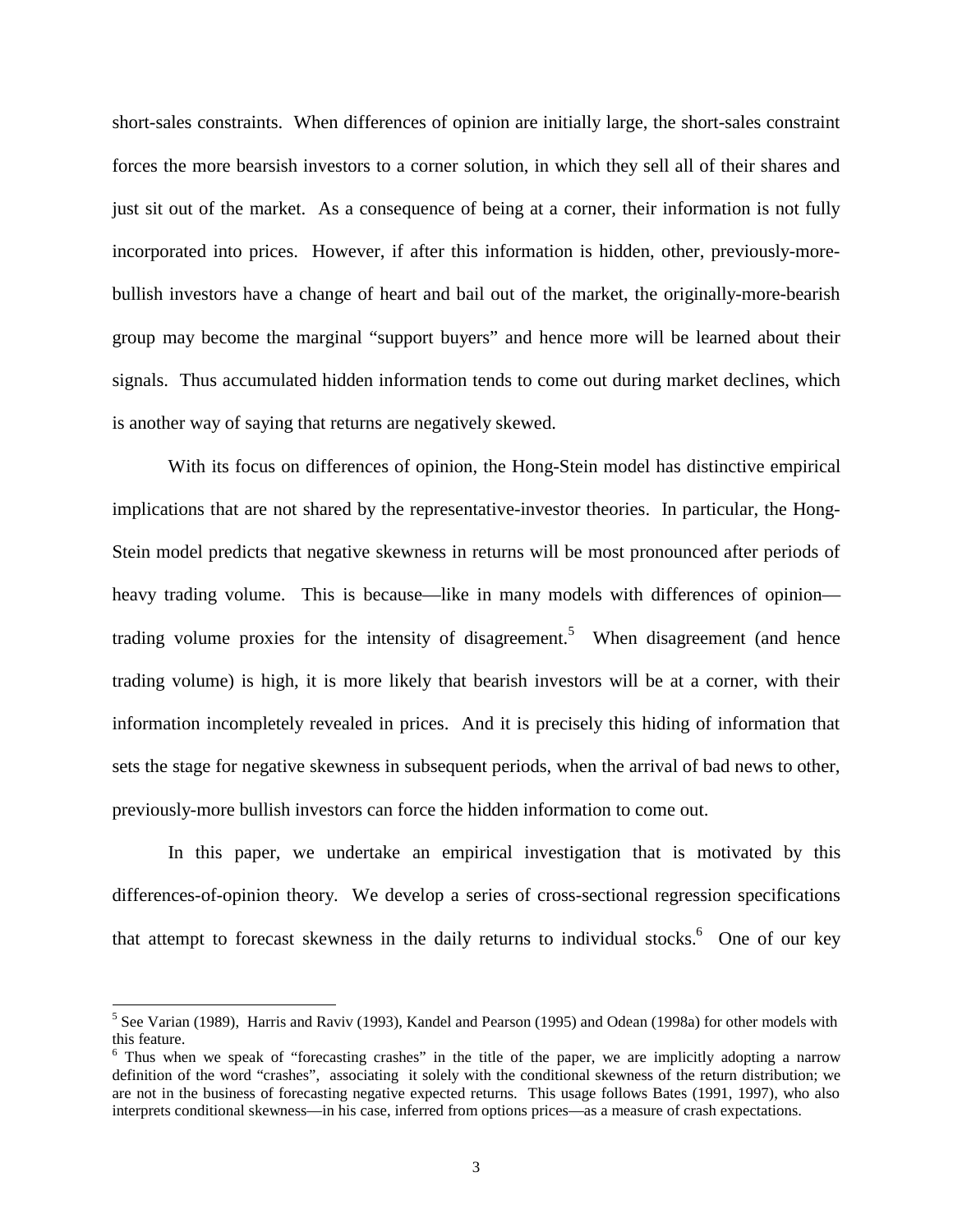short-sales constraints. When differences of opinion are initially large, the short-sales constraint forces the more bearsish investors to a corner solution, in which they sell all of their shares and just sit out of the market. As a consequence of being at a corner, their information is not fully incorporated into prices. However, if after this information is hidden, other, previously-more-bullish investors have a change of heart and bail out of the market, the originally-more-bearish group may become the marginal "support buyers" and hence more will be learned about their signals. Thus accumulated hidden information tends to come out during market declines, which is another way of saying that returns are negatively skewed.

With its focus on differences of opinion, the Hong-Stein model has distinctive empirical implications that are not shared by the representative-investor theories. In particular, the Hong-Stein model predicts that negative skewness in returns will be most pronounced after periods of heavy trading volume. This is because—like in many models with differences of opinion—trading volume proxies for the intensity of disagreement.[5] When disagreement (and hence trading volume) is high, it is more likely that bearish investors will be at a corner, with their information incompletely revealed in prices. And it is precisely this hiding of information that sets the stage for negative skewness in subsequent periods, when the arrival of bad news to other, previously-more bullish investors can force the hidden information to come out.

In this paper, we undertake an empirical investigation that is motivated by this differences-of-opinion theory. We develop a series of cross-sectional regression specifications that attempt to forecast skewness in the daily returns to individual stocks.[6] One of our key

---

[5] See Varian (1989), Harris and Raviv (1993), Kandel and Pearson (1995) and Odean (1998a) for other models with this feature.

[6] Thus when we speak of "forecasting crashes" in the title of the paper, we are implicitly adopting a narrow definition of the word "crashes", associating it solely with the conditional skewness of the return distribution; we are not in the business of forecasting negative expected returns. This usage follows Bates (1991, 1997), who also interprets conditional skewness—in his case, inferred from options prices—as a measure of crash expectations.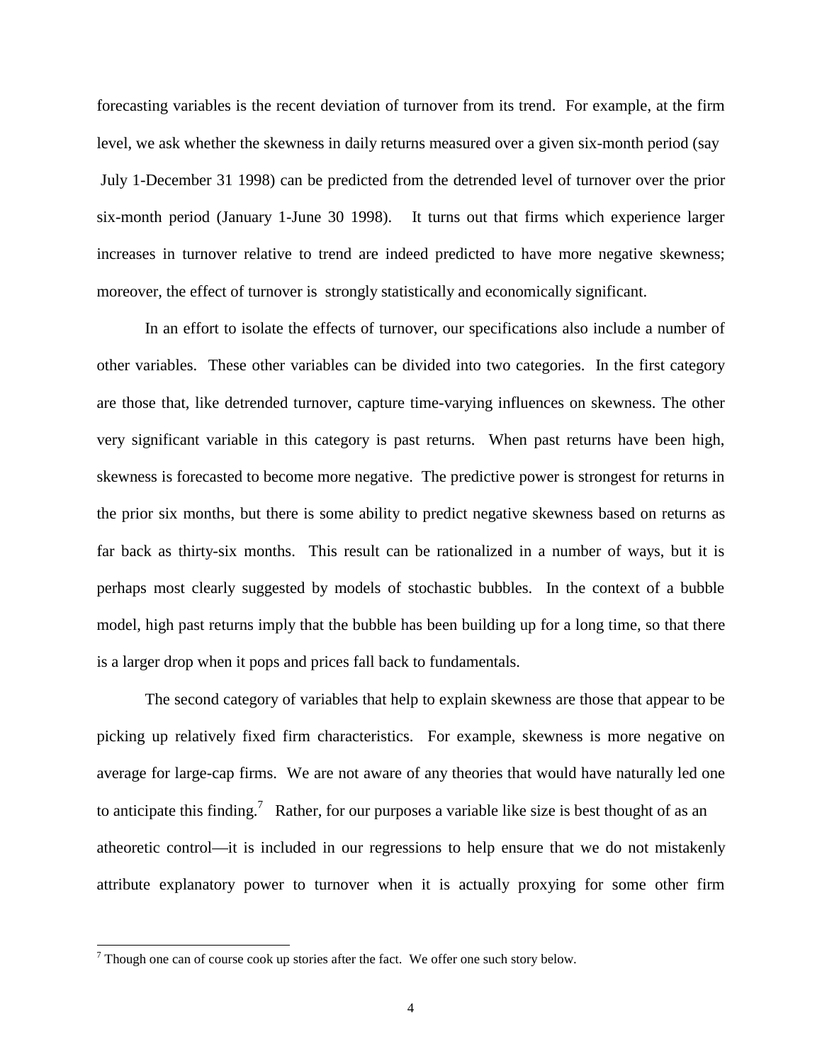forecasting variables is the recent deviation of turnover from its trend. For example, at the firm level, we ask whether the skewness in daily returns measured over a given six-month period (say July 1-December 31 1998) can be predicted from the detrended level of turnover over the prior six-month period (January 1-June 30 1998). It turns out that firms which experience larger increases in turnover relative to trend are indeed predicted to have more negative skewness; moreover, the effect of turnover is strongly statistically and economically significant.

In an effort to isolate the effects of turnover, our specifications also include a number of other variables. These other variables can be divided into two categories. In the first category are those that, like detrended turnover, capture time-varying influences on skewness. The other very significant variable in this category is past returns. When past returns have been high, skewness is forecasted to become more negative. The predictive power is strongest for returns in the prior six months, but there is some ability to predict negative skewness based on returns as far back as thirty-six months. This result can be rationalized in a number of ways, but it is perhaps most clearly suggested by models of stochastic bubbles. In the context of a bubble model, high past returns imply that the bubble has been building up for a long time, so that there is a larger drop when it pops and prices fall back to fundamentals.

The second category of variables that help to explain skewness are those that appear to be picking up relatively fixed firm characteristics. For example, skewness is more negative on average for large-cap firms. We are not aware of any theories that would have naturally led one to anticipate this finding.[7] Rather, for our purposes a variable like size is best thought of as an atheoretic control—it is included in our regressions to help ensure that we do not mistakenly attribute explanatory power to turnover when it is actually proxying for some other firm

[7] Though one can of course cook up stories after the fact. We offer one such story below.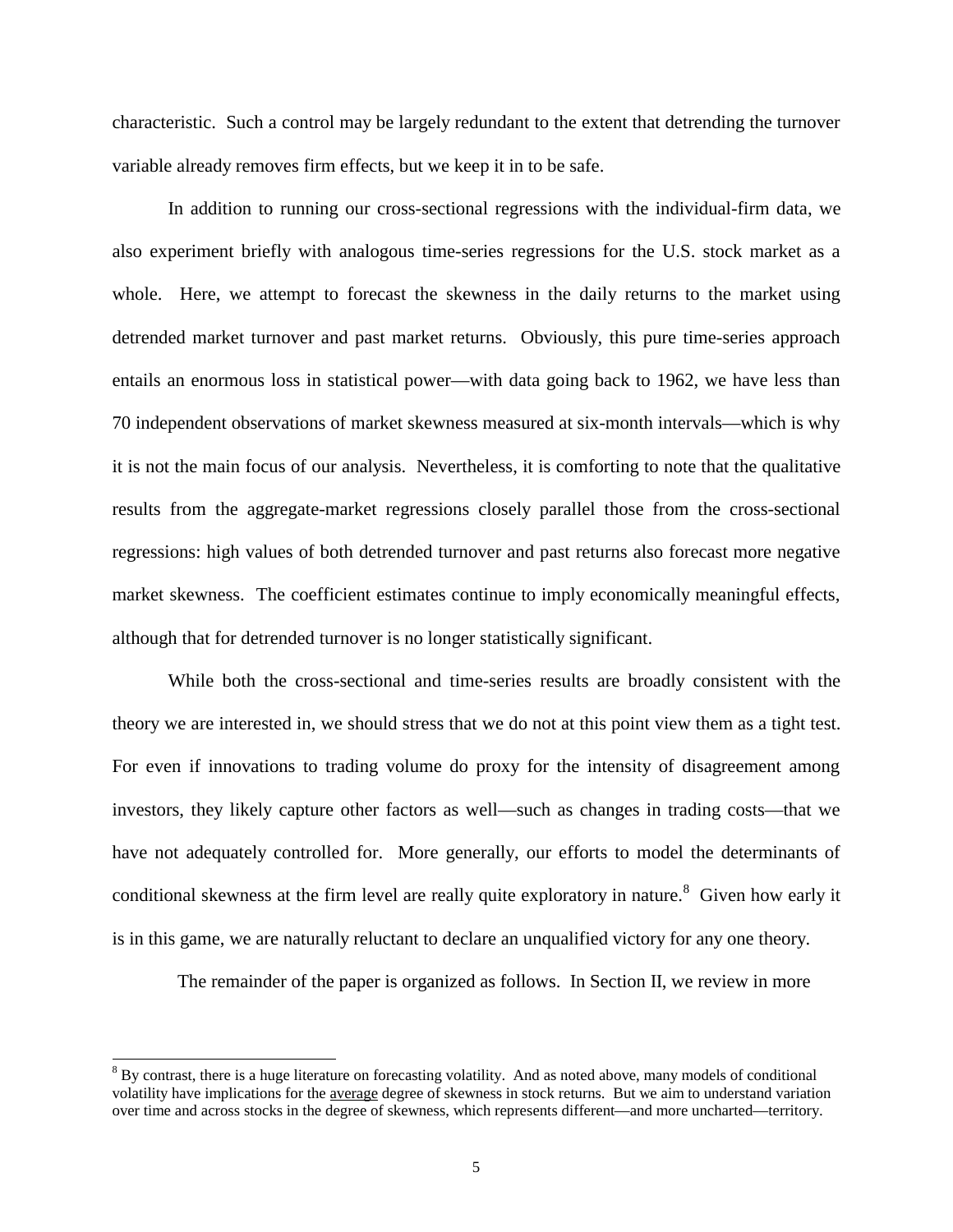characteristic. Such a control may be largely redundant to the extent that detrending the turnover variable already removes firm effects, but we keep it in to be safe.

In addition to running our cross-sectional regressions with the individual-firm data, we also experiment briefly with analogous time-series regressions for the U.S. stock market as a whole. Here, we attempt to forecast the skewness in the daily returns to the market using detrended market turnover and past market returns. Obviously, this pure time-series approach entails an enormous loss in statistical power—with data going back to 1962, we have less than 70 independent observations of market skewness measured at six-month intervals—which is why it is not the main focus of our analysis. Nevertheless, it is comforting to note that the qualitative results from the aggregate-market regressions closely parallel those from the cross-sectional regressions: high values of both detrended turnover and past returns also forecast more negative market skewness. The coefficient estimates continue to imply economically meaningful effects, although that for detrended turnover is no longer statistically significant.

While both the cross-sectional and time-series results are broadly consistent with the theory we are interested in, we should stress that we do not at this point view them as a tight test. For even if innovations to trading volume do proxy for the intensity of disagreement among investors, they likely capture other factors as well—such as changes in trading costs—that we have not adequately controlled for. More generally, our efforts to model the determinants of conditional skewness at the firm level are really quite exploratory in nature.[8] Given how early it is in this game, we are naturally reluctant to declare an unqualified victory for any one theory.

The remainder of the paper is organized as follows. In Section II, we review in more

[8] By contrast, there is a huge literature on forecasting volatility. And as noted above, many models of conditional volatility have implications for the average degree of skewness in stock returns. But we aim to understand variation over time and across stocks in the degree of skewness, which represents different—and more uncharted—territory.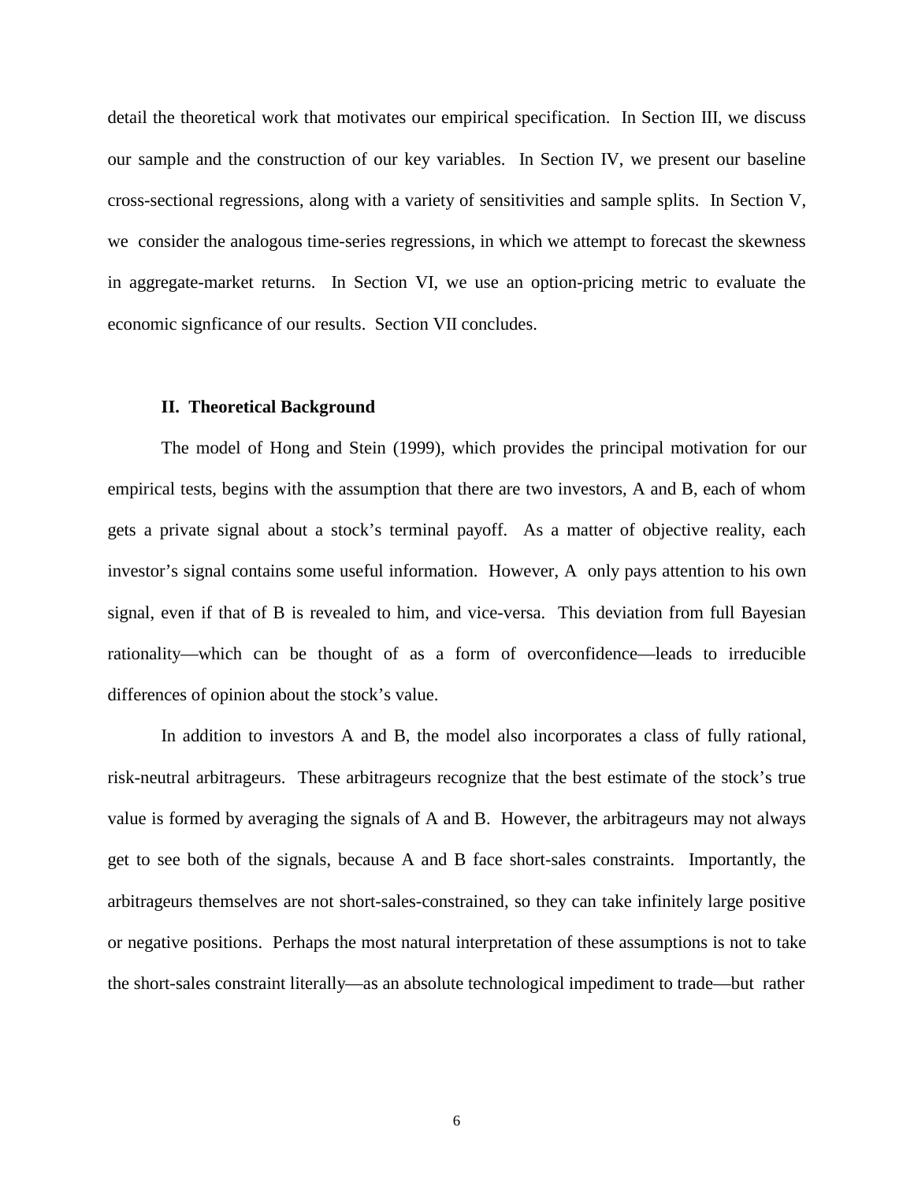detail the theoretical work that motivates our empirical specification. In Section III, we discuss our sample and the construction of our key variables. In Section IV, we present our baseline cross-sectional regressions, along with a variety of sensitivities and sample splits. In Section V, we consider the analogous time-series regressions, in which we attempt to forecast the skewness in aggregate-market returns. In Section VI, we use an option-pricing metric to evaluate the economic signficance of our results. Section VII concludes.

## II. Theoretical Background

The model of Hong and Stein (1999), which provides the principal motivation for our empirical tests, begins with the assumption that there are two investors, A and B, each of whom gets a private signal about a stock's terminal payoff. As a matter of objective reality, each investor's signal contains some useful information. However, A only pays attention to his own signal, even if that of B is revealed to him, and vice-versa. This deviation from full Bayesian rationality—which can be thought of as a form of overconfidence—leads to irreducible differences of opinion about the stock's value.

In addition to investors A and B, the model also incorporates a class of fully rational, risk-neutral arbitrageurs. These arbitrageurs recognize that the best estimate of the stock's true value is formed by averaging the signals of A and B. However, the arbitrageurs may not always get to see both of the signals, because A and B face short-sales constraints. Importantly, the arbitrageurs themselves are not short-sales-constrained, so they can take infinitely large positive or negative positions. Perhaps the most natural interpretation of these assumptions is not to take the short-sales constraint literally—as an absolute technological impediment to trade—but rather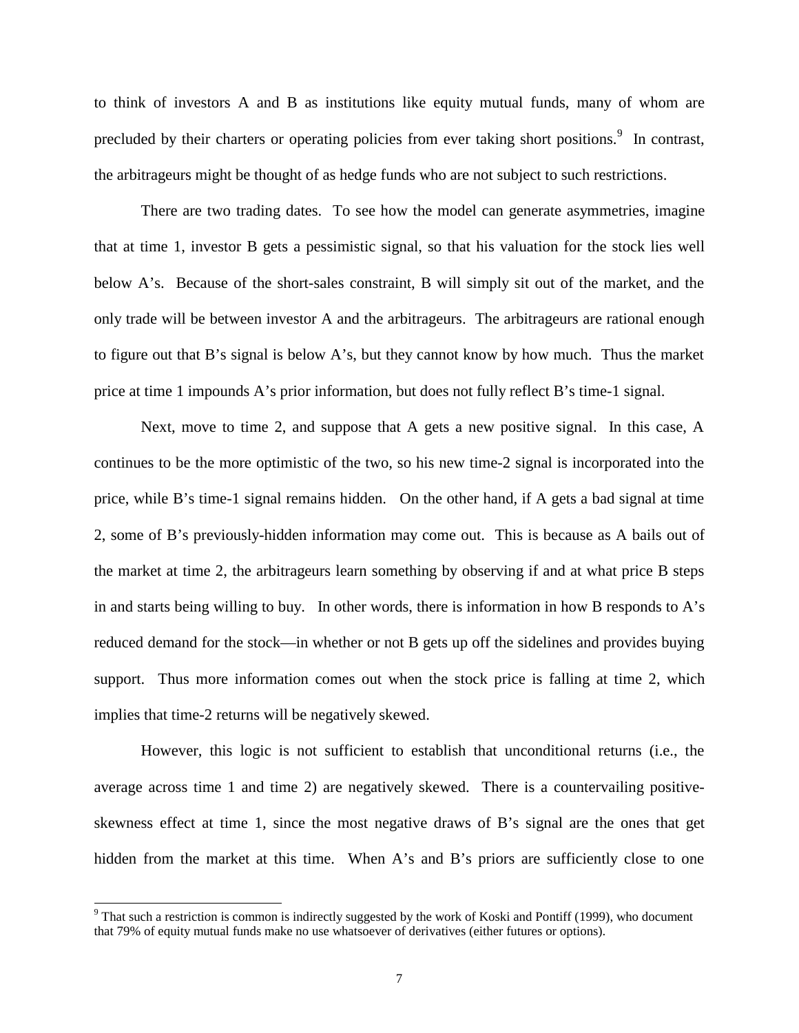to think of investors A and B as institutions like equity mutual funds, many of whom are precluded by their charters or operating policies from ever taking short positions.[9] In contrast, the arbitrageurs might be thought of as hedge funds who are not subject to such restrictions.

There are two trading dates. To see how the model can generate asymmetries, imagine that at time 1, investor B gets a pessimistic signal, so that his valuation for the stock lies well below A's. Because of the short-sales constraint, B will simply sit out of the market, and the only trade will be between investor A and the arbitrageurs. The arbitrageurs are rational enough to figure out that B's signal is below A's, but they cannot know by how much. Thus the market price at time 1 impounds A's prior information, but does not fully reflect B's time-1 signal.

Next, move to time 2, and suppose that A gets a new positive signal. In this case, A continues to be the more optimistic of the two, so his new time-2 signal is incorporated into the price, while B's time-1 signal remains hidden. On the other hand, if A gets a bad signal at time 2, some of B's previously-hidden information may come out. This is because as A bails out of the market at time 2, the arbitrageurs learn something by observing if and at what price B steps in and starts being willing to buy. In other words, there is information in how B responds to A's reduced demand for the stock—in whether or not B gets up off the sidelines and provides buying support. Thus more information comes out when the stock price is falling at time 2, which implies that time-2 returns will be negatively skewed.

However, this logic is not sufficient to establish that unconditional returns (i.e., the average across time 1 and time 2) are negatively skewed. There is a countervailing positive-skewness effect at time 1, since the most negative draws of B's signal are the ones that get hidden from the market at this time. When A's and B's priors are sufficiently close to one

[9] That such a restriction is common is indirectly suggested by the work of Koski and Pontiff (1999), who document that 79% of equity mutual funds make no use whatsoever of derivatives (either futures or options).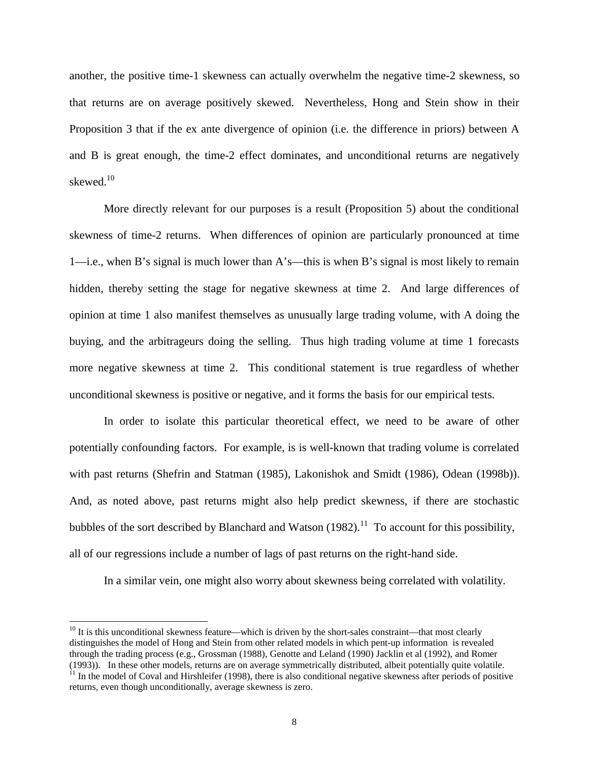another, the positive time-1 skewness can actually overwhelm the negative time-2 skewness, so that returns are on average positively skewed. Nevertheless, Hong and Stein show in their Proposition 3 that if the ex ante divergence of opinion (i.e. the difference in priors) between A and B is great enough, the time-2 effect dominates, and unconditional returns are negatively skewed.[10]

More directly relevant for our purposes is a result (Proposition 5) about the conditional skewness of time-2 returns. When differences of opinion are particularly pronounced at time 1—i.e., when B's signal is much lower than A's—this is when B's signal is most likely to remain hidden, thereby setting the stage for negative skewness at time 2. And large differences of opinion at time 1 also manifest themselves as unusually large trading volume, with A doing the buying, and the arbitrageurs doing the selling. Thus high trading volume at time 1 forecasts more negative skewness at time 2. This conditional statement is true regardless of whether unconditional skewness is positive or negative, and it forms the basis for our empirical tests.

In order to isolate this particular theoretical effect, we need to be aware of other potentially confounding factors. For example, is is well-known that trading volume is correlated with past returns (Shefrin and Statman (1985), Lakonishok and Smidt (1986), Odean (1998b)). And, as noted above, past returns might also help predict skewness, if there are stochastic bubbles of the sort described by Blanchard and Watson (1982).[11] To account for this possibility, all of our regressions include a number of lags of past returns on the right-hand side.

In a similar vein, one might also worry about skewness being correlated with volatility.

---

[10] It is this unconditional skewness feature—which is driven by the short-sales constraint—that most clearly distinguishes the model of Hong and Stein from other related models in which pent-up information is revealed through the trading process (e.g., Grossman (1988), Genotte and Leland (1990) Jacklin et al (1992), and Romer (1993)). In these other models, returns are on average symmetrically distributed, albeit potentially quite volatile.

[11] In the model of Coval and Hirshleifer (1998), there is also conditional negative skewness after periods of positive returns, even though unconditionally, average skewness is zero.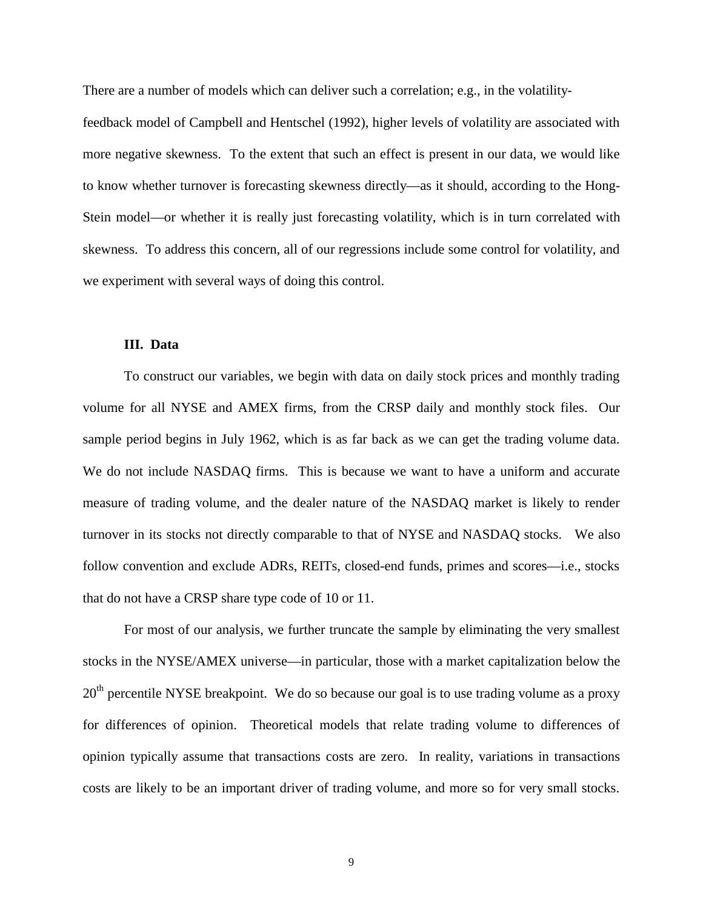There are a number of models which can deliver such a correlation; e.g., in the volatility-feedback model of Campbell and Hentschel (1992), higher levels of volatility are associated with more negative skewness. To the extent that such an effect is present in our data, we would like to know whether turnover is forecasting skewness directly—as it should, according to the Hong-Stein model—or whether it is really just forecasting volatility, which is in turn correlated with skewness. To address this concern, all of our regressions include some control for volatility, and we experiment with several ways of doing this control.

### III. Data

To construct our variables, we begin with data on daily stock prices and monthly trading volume for all NYSE and AMEX firms, from the CRSP daily and monthly stock files. Our sample period begins in July 1962, which is as far back as we can get the trading volume data. We do not include NASDAQ firms. This is because we want to have a uniform and accurate measure of trading volume, and the dealer nature of the NASDAQ market is likely to render turnover in its stocks not directly comparable to that of NYSE and NASDAQ stocks. We also follow convention and exclude ADRs, REITs, closed-end funds, primes and scores—i.e., stocks that do not have a CRSP share type code of 10 or 11.

For most of our analysis, we further truncate the sample by eliminating the very smallest stocks in the NYSE/AMEX universe—in particular, those with a market capitalization below the 20th percentile NYSE breakpoint. We do so because our goal is to use trading volume as a proxy for differences of opinion. Theoretical models that relate trading volume to differences of opinion typically assume that transactions costs are zero. In reality, variations in transactions costs are likely to be an important driver of trading volume, and more so for very small stocks.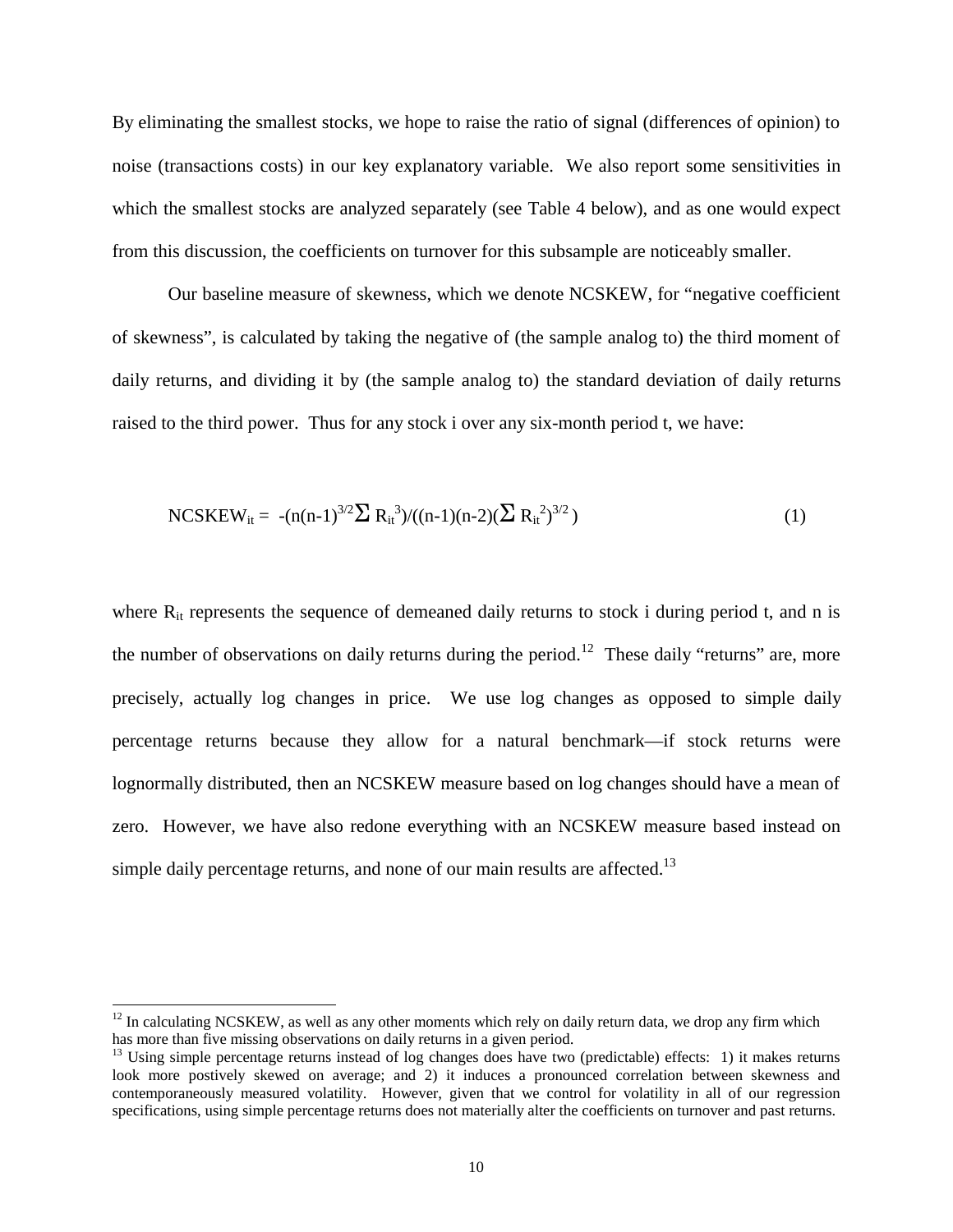By eliminating the smallest stocks, we hope to raise the ratio of signal (differences of opinion) to noise (transactions costs) in our key explanatory variable. We also report some sensitivities in which the smallest stocks are analyzed separately (see Table 4 below), and as one would expect from this discussion, the coefficients on turnover for this subsample are noticeably smaller.

Our baseline measure of skewness, which we denote NCSKEW, for "negative coefficient of skewness", is calculated by taking the negative of (the sample analog to) the third moment of daily returns, and dividing it by (the sample analog to) the standard deviation of daily returns raised to the third power. Thus for any stock i over any six-month period t, we have:

$$NCSKEW_{it} = -(n(n-1)^{3/2}\sum R_{it}^3)/((n-1)(n-2)(\sum R_{it}^2)^{3/2}) \tag{1}$$

where $R_{it}$ represents the sequence of demeaned daily returns to stock i during period t, and n is the number of observations on daily returns during the period.[12] These daily "returns" are, more precisely, actually log changes in price. We use log changes as opposed to simple daily percentage returns because they allow for a natural benchmark—if stock returns were lognormally distributed, then an NCSKEW measure based on log changes should have a mean of zero. However, we have also redone everything with an NCSKEW measure based instead on simple daily percentage returns, and none of our main results are affected.[13]

---

[12] In calculating NCSKEW, as well as any other moments which rely on daily return data, we drop any firm which has more than five missing observations on daily returns in a given period.

[13] Using simple percentage returns instead of log changes does have two (predictable) effects: 1) it makes returns look more postively skewed on average; and 2) it induces a pronounced correlation between skewness and contemporaneously measured volatility. However, given that we control for volatility in all of our regression specifications, using simple percentage returns does not materially alter the coefficients on turnover and past returns.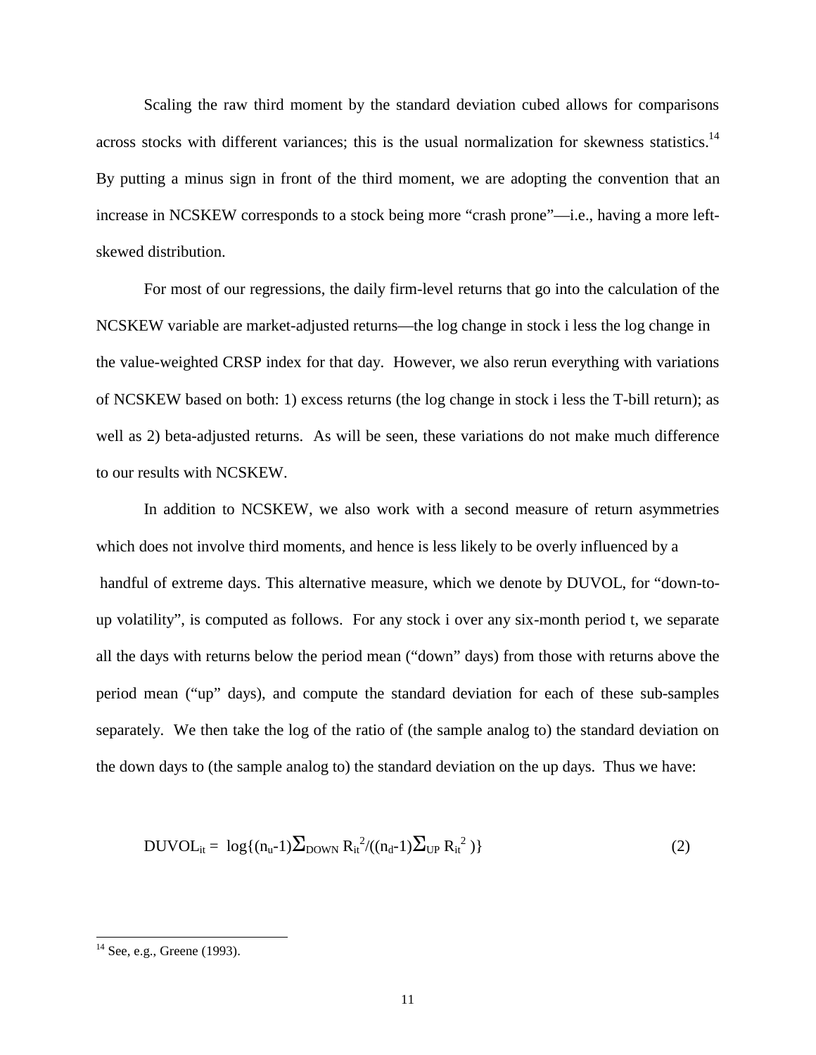Scaling the raw third moment by the standard deviation cubed allows for comparisons across stocks with different variances; this is the usual normalization for skewness statistics.[14] By putting a minus sign in front of the third moment, we are adopting the convention that an increase in NCSKEW corresponds to a stock being more "crash prone"—i.e., having a more left-skewed distribution.

For most of our regressions, the daily firm-level returns that go into the calculation of the NCSKEW variable are market-adjusted returns—the log change in stock i less the log change in the value-weighted CRSP index for that day. However, we also rerun everything with variations of NCSKEW based on both: 1) excess returns (the log change in stock i less the T-bill return); as well as 2) beta-adjusted returns. As will be seen, these variations do not make much difference to our results with NCSKEW.

In addition to NCSKEW, we also work with a second measure of return asymmetries which does not involve third moments, and hence is less likely to be overly influenced by a handful of extreme days. This alternative measure, which we denote by DUVOL, for "down-to-up volatility", is computed as follows. For any stock i over any six-month period t, we separate all the days with returns below the period mean ("down" days) from those with returns above the period mean ("up" days), and compute the standard deviation for each of these sub-samples separately. We then take the log of the ratio of (the sample analog to) the standard deviation on the down days to (the sample analog to) the standard deviation on the up days. Thus we have:

$$DUVOL_{it} = \log\{(n_u-1)\sum_{DOWN} R_{it}^2/((n_d-1)\sum_{UP} R_{it}^2)\} \qquad (2)$$

[14] See, e.g., Greene (1993).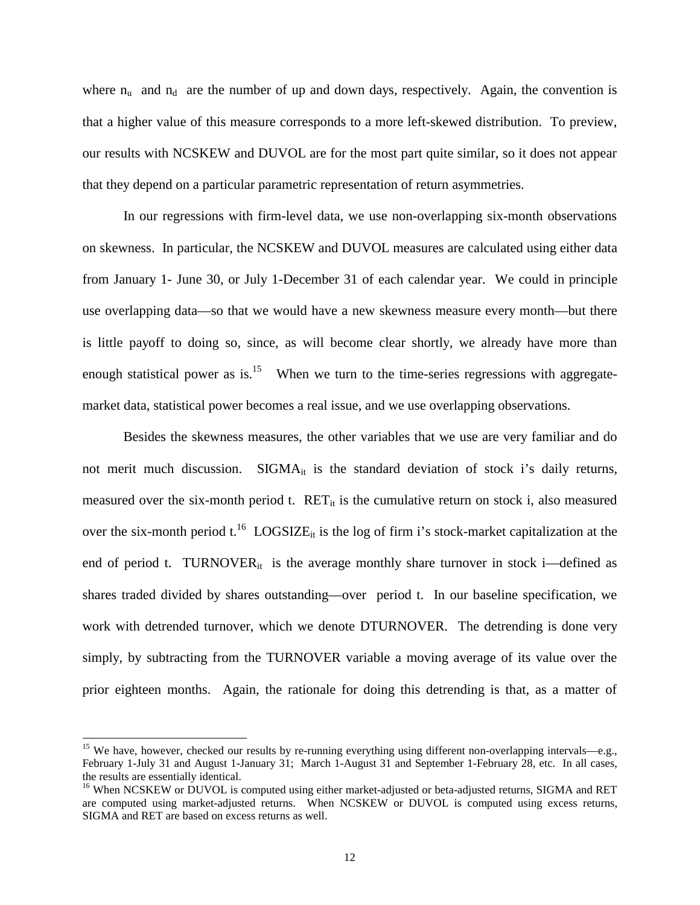where $n_u$ and $n_d$ are the number of up and down days, respectively. Again, the convention is that a higher value of this measure corresponds to a more left-skewed distribution. To preview, our results with NCSKEW and DUVOL are for the most part quite similar, so it does not appear that they depend on a particular parametric representation of return asymmetries.

In our regressions with firm-level data, we use non-overlapping six-month observations on skewness. In particular, the NCSKEW and DUVOL measures are calculated using either data from January 1- June 30, or July 1-December 31 of each calendar year. We could in principle use overlapping data—so that we would have a new skewness measure every month—but there is little payoff to doing so, since, as will become clear shortly, we already have more than enough statistical power as is.[15] When we turn to the time-series regressions with aggregate-market data, statistical power becomes a real issue, and we use overlapping observations.

Besides the skewness measures, the other variables that we use are very familiar and do not merit much discussion. $SIGMA_{it}$ is the standard deviation of stock i's daily returns, measured over the six-month period t. $RET_{it}$ is the cumulative return on stock i, also measured over the six-month period t.[16] $LOGSIZE_{it}$ is the log of firm i's stock-market capitalization at the end of period t. $TURNOVER_{it}$ is the average monthly share turnover in stock i—defined as shares traded divided by shares outstanding—over period t. In our baseline specification, we work with detrended turnover, which we denote DTURNOVER. The detrending is done very simply, by subtracting from the TURNOVER variable a moving average of its value over the prior eighteen months. Again, the rationale for doing this detrending is that, as a matter of

---

[15] We have, however, checked our results by re-running everything using different non-overlapping intervals—e.g., February 1-July 31 and August 1-January 31; March 1-August 31 and September 1-February 28, etc. In all cases, the results are essentially identical.

[16] When NCSKEW or DUVOL is computed using either market-adjusted or beta-adjusted returns, SIGMA and RET are computed using market-adjusted returns. When NCSKEW or DUVOL is computed using excess returns, SIGMA and RET are based on excess returns as well.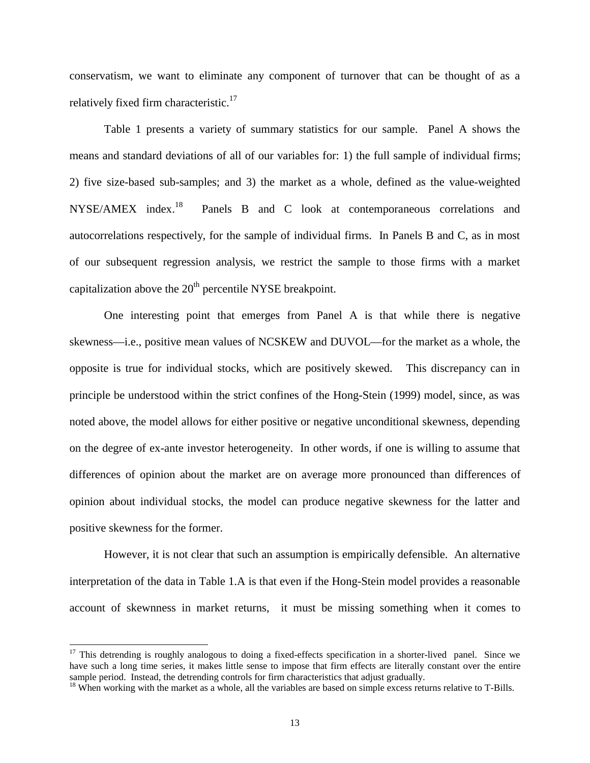conservatism, we want to eliminate any component of turnover that can be thought of as a relatively fixed firm characteristic.[17]

Table 1 presents a variety of summary statistics for our sample. Panel A shows the means and standard deviations of all of our variables for: 1) the full sample of individual firms; 2) five size-based sub-samples; and 3) the market as a whole, defined as the value-weighted NYSE/AMEX index.[18] Panels B and C look at contemporaneous correlations and autocorrelations respectively, for the sample of individual firms. In Panels B and C, as in most of our subsequent regression analysis, we restrict the sample to those firms with a market capitalization above the 20th percentile NYSE breakpoint.

One interesting point that emerges from Panel A is that while there is negative skewness—i.e., positive mean values of NCSKEW and DUVOL—for the market as a whole, the opposite is true for individual stocks, which are positively skewed. This discrepancy can in principle be understood within the strict confines of the Hong-Stein (1999) model, since, as was noted above, the model allows for either positive or negative unconditional skewness, depending on the degree of ex-ante investor heterogeneity. In other words, if one is willing to assume that differences of opinion about the market are on average more pronounced than differences of opinion about individual stocks, the model can produce negative skewness for the latter and positive skewness for the former.

However, it is not clear that such an assumption is empirically defensible. An alternative interpretation of the data in Table 1.A is that even if the Hong-Stein model provides a reasonable account of skewness in market returns, it must be missing something when it comes to

[17] This detrending is roughly analogous to doing a fixed-effects specification in a shorter-lived panel. Since we have such a long time series, it makes little sense to impose that firm effects are literally constant over the entire sample period. Instead, the detrending controls for firm characteristics that adjust gradually.

[18] When working with the market as a whole, all the variables are based on simple excess returns relative to T-Bills.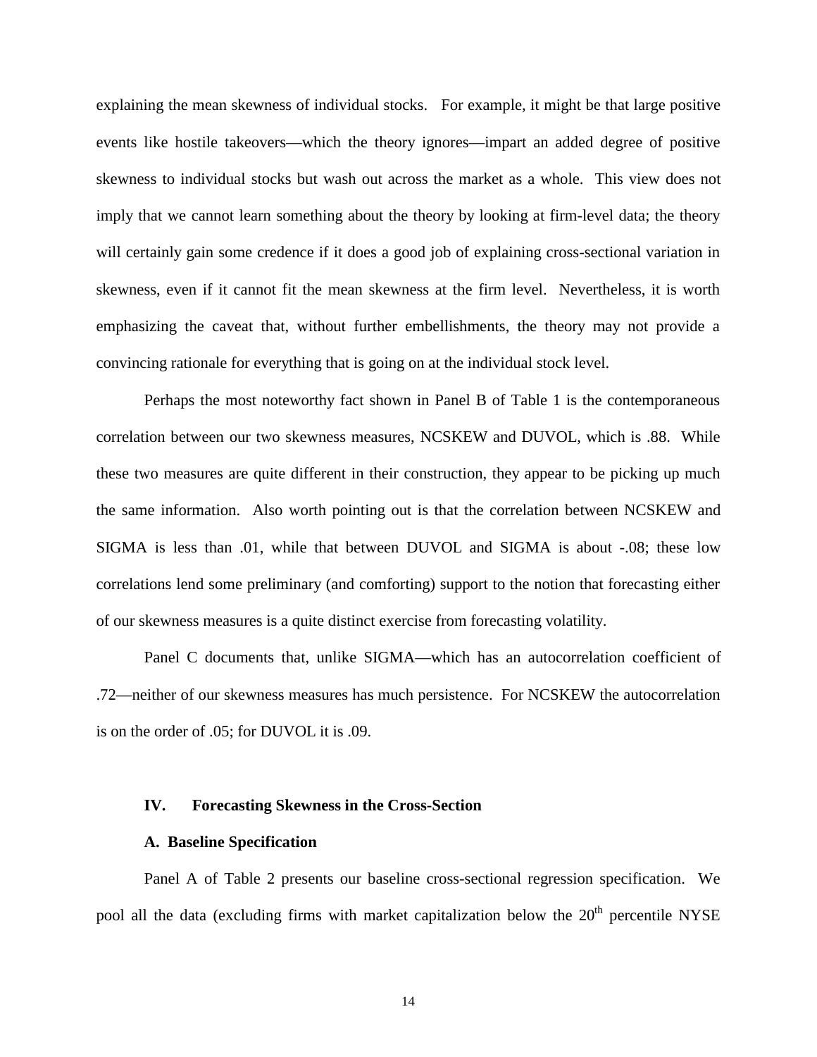explaining the mean skewness of individual stocks. For example, it might be that large positive events like hostile takeovers—which the theory ignores—impart an added degree of positive skewness to individual stocks but wash out across the market as a whole. This view does not imply that we cannot learn something about the theory by looking at firm-level data; the theory will certainly gain some credence if it does a good job of explaining cross-sectional variation in skewness, even if it cannot fit the mean skewness at the firm level. Nevertheless, it is worth emphasizing the caveat that, without further embellishments, the theory may not provide a convincing rationale for everything that is going on at the individual stock level.

Perhaps the most noteworthy fact shown in Panel B of Table 1 is the contemporaneous correlation between our two skewness measures, NCSKEW and DUVOL, which is .88. While these two measures are quite different in their construction, they appear to be picking up much the same information. Also worth pointing out is that the correlation between NCSKEW and SIGMA is less than .01, while that between DUVOL and SIGMA is about -.08; these low correlations lend some preliminary (and comforting) support to the notion that forecasting either of our skewness measures is a quite distinct exercise from forecasting volatility.

Panel C documents that, unlike SIGMA—which has an autocorrelation coefficient of .72—neither of our skewness measures has much persistence. For NCSKEW the autocorrelation is on the order of .05; for DUVOL it is .09.

## IV. Forecasting Skewness in the Cross-Section

### A. Baseline Specification

Panel A of Table 2 presents our baseline cross-sectional regression specification. We pool all the data (excluding firms with market capitalization below the 20th percentile NYSE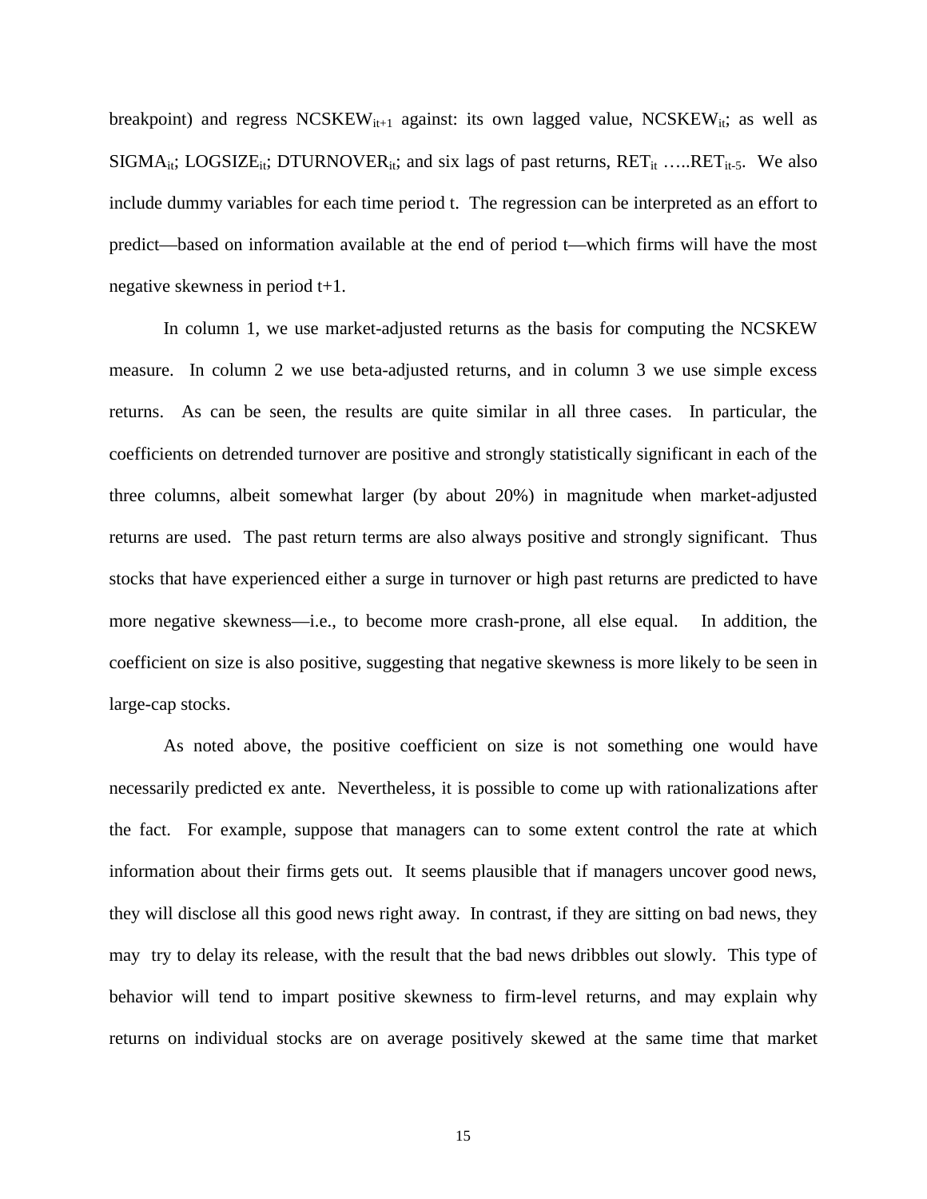breakpoint) and regress $NCSKEW_{it+1}$ against: its own lagged value, $NCSKEW_{it}$; as well as $SIGMA_{it}$; $LOGSIZE_{it}$; $DTURNOVER_{it}$; and six lags of past returns, $RET_{it}$ …..$RET_{it-5}$. We also include dummy variables for each time period t. The regression can be interpreted as an effort to predict—based on information available at the end of period t—which firms will have the most negative skewness in period t+1.

In column 1, we use market-adjusted returns as the basis for computing the NCSKEW measure. In column 2 we use beta-adjusted returns, and in column 3 we use simple excess returns. As can be seen, the results are quite similar in all three cases. In particular, the coefficients on detrended turnover are positive and strongly statistically significant in each of the three columns, albeit somewhat larger (by about 20%) in magnitude when market-adjusted returns are used. The past return terms are also always positive and strongly significant. Thus stocks that have experienced either a surge in turnover or high past returns are predicted to have more negative skewness—i.e., to become more crash-prone, all else equal. In addition, the coefficient on size is also positive, suggesting that negative skewness is more likely to be seen in large-cap stocks.

As noted above, the positive coefficient on size is not something one would have necessarily predicted ex ante. Nevertheless, it is possible to come up with rationalizations after the fact. For example, suppose that managers can to some extent control the rate at which information about their firms gets out. It seems plausible that if managers uncover good news, they will disclose all this good news right away. In contrast, if they are sitting on bad news, they may try to delay its release, with the result that the bad news dribbles out slowly. This type of behavior will tend to impart positive skewness to firm-level returns, and may explain why returns on individual stocks are on average positively skewed at the same time that market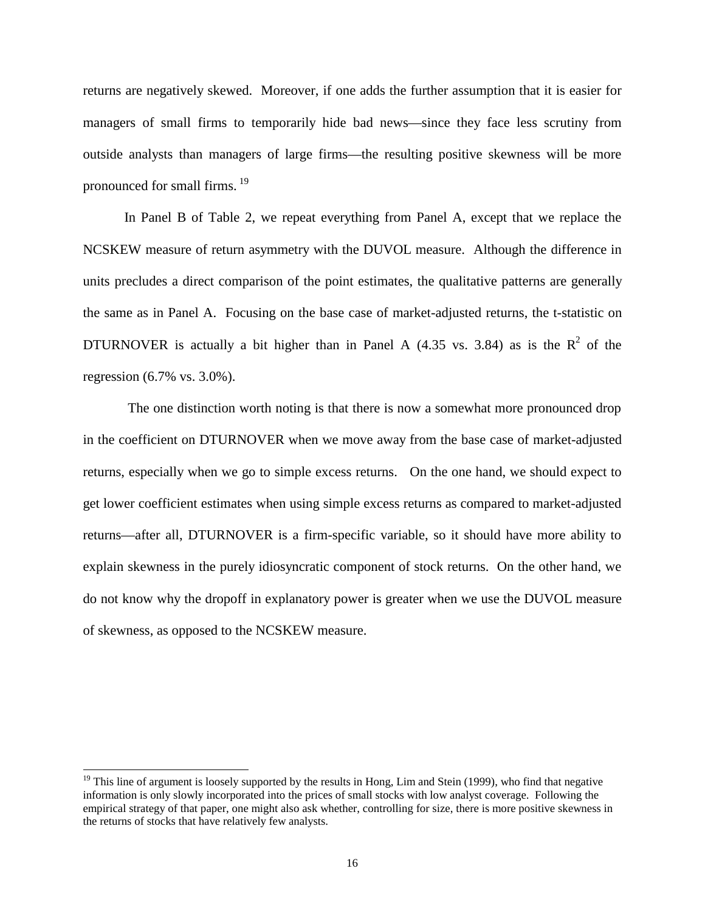returns are negatively skewed. Moreover, if one adds the further assumption that it is easier for managers of small firms to temporarily hide bad news—since they face less scrutiny from outside analysts than managers of large firms—the resulting positive skewness will be more pronounced for small firms. [19]

In Panel B of Table 2, we repeat everything from Panel A, except that we replace the NCSKEW measure of return asymmetry with the DUVOL measure. Although the difference in units precludes a direct comparison of the point estimates, the qualitative patterns are generally the same as in Panel A. Focusing on the base case of market-adjusted returns, the t-statistic on DTURNOVER is actually a bit higher than in Panel A (4.35 vs. 3.84) as is the $R^2$ of the regression (6.7% vs. 3.0%).

The one distinction worth noting is that there is now a somewhat more pronounced drop in the coefficient on DTURNOVER when we move away from the base case of market-adjusted returns, especially when we go to simple excess returns. On the one hand, we should expect to get lower coefficient estimates when using simple excess returns as compared to market-adjusted returns—after all, DTURNOVER is a firm-specific variable, so it should have more ability to explain skewness in the purely idiosyncratic component of stock returns. On the other hand, we do not know why the dropoff in explanatory power is greater when we use the DUVOL measure of skewness, as opposed to the NCSKEW measure.

[19] This line of argument is loosely supported by the results in Hong, Lim and Stein (1999), who find that negative information is only slowly incorporated into the prices of small stocks with low analyst coverage. Following the empirical strategy of that paper, one might also ask whether, controlling for size, there is more positive skewness in the returns of stocks that have relatively few analysts.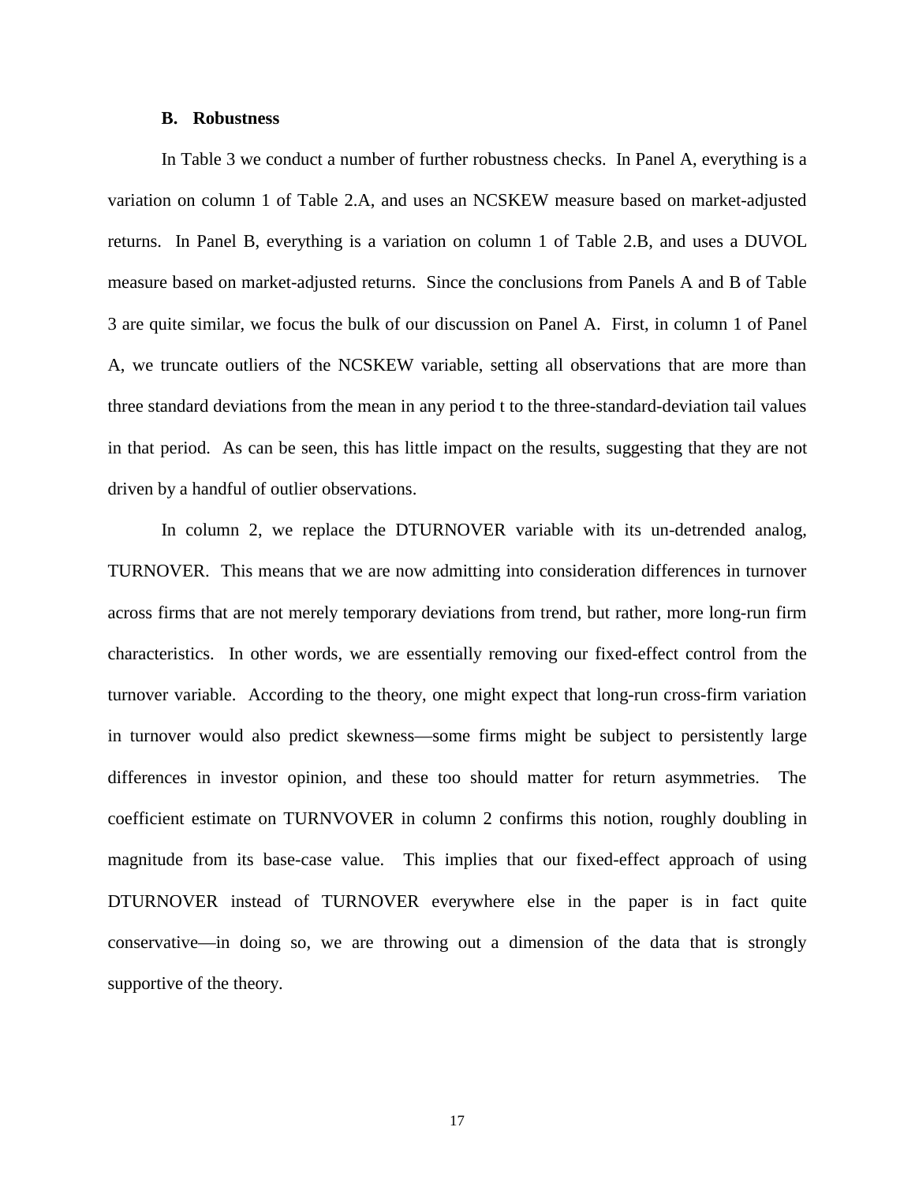### B. Robustness

In Table 3 we conduct a number of further robustness checks. In Panel A, everything is a variation on column 1 of Table 2.A, and uses an NCSKEW measure based on market-adjusted returns. In Panel B, everything is a variation on column 1 of Table 2.B, and uses a DUVOL measure based on market-adjusted returns. Since the conclusions from Panels A and B of Table 3 are quite similar, we focus the bulk of our discussion on Panel A. First, in column 1 of Panel A, we truncate outliers of the NCSKEW variable, setting all observations that are more than three standard deviations from the mean in any period t to the three-standard-deviation tail values in that period. As can be seen, this has little impact on the results, suggesting that they are not driven by a handful of outlier observations.

In column 2, we replace the DTURNOVER variable with its un-detrended analog, TURNOVER. This means that we are now admitting into consideration differences in turnover across firms that are not merely temporary deviations from trend, but rather, more long-run firm characteristics. In other words, we are essentially removing our fixed-effect control from the turnover variable. According to the theory, one might expect that long-run cross-firm variation in turnover would also predict skewness—some firms might be subject to persistently large differences in investor opinion, and these too should matter for return asymmetries. The coefficient estimate on TURNVOVER in column 2 confirms this notion, roughly doubling in magnitude from its base-case value. This implies that our fixed-effect approach of using DTURNOVER instead of TURNOVER everywhere else in the paper is in fact quite conservative—in doing so, we are throwing out a dimension of the data that is strongly supportive of the theory.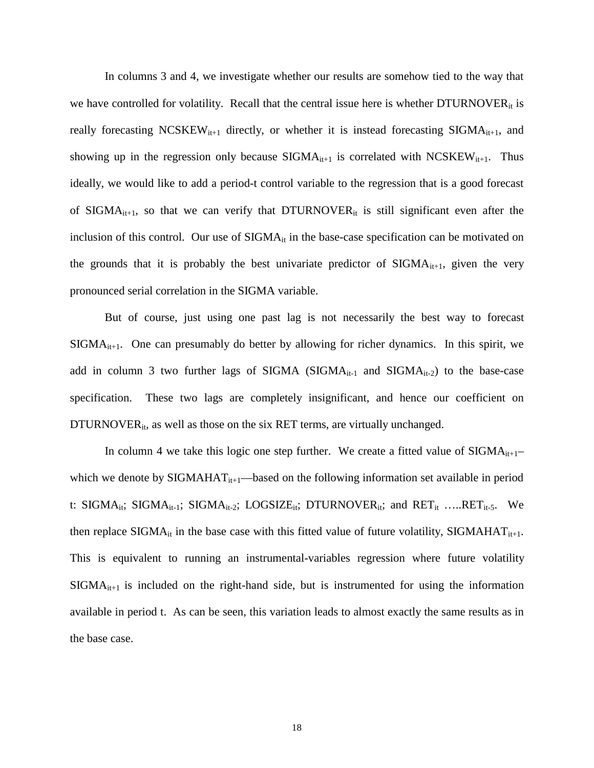In columns 3 and 4, we investigate whether our results are somehow tied to the way that we have controlled for volatility. Recall that the central issue here is whether $DTURNOVER_{it}$ is really forecasting $NCSKEW_{it+1}$ directly, or whether it is instead forecasting $SIGMA_{it+1}$, and showing up in the regression only because $SIGMA_{it+1}$ is correlated with $NCSKEW_{it+1}$. Thus ideally, we would like to add a period-t control variable to the regression that is a good forecast of $SIGMA_{it+1}$, so that we can verify that $DTURNOVER_{it}$ is still significant even after the inclusion of this control. Our use of $SIGMA_{it}$ in the base-case specification can be motivated on the grounds that it is probably the best univariate predictor of $SIGMA_{it+1}$, given the very pronounced serial correlation in the SIGMA variable.

But of course, just using one past lag is not necessarily the best way to forecast $SIGMA_{it+1}$. One can presumably do better by allowing for richer dynamics. In this spirit, we add in column 3 two further lags of SIGMA ($SIGMA_{it-1}$ and $SIGMA_{it-2}$) to the base-case specification. These two lags are completely insignificant, and hence our coefficient on $DTURNOVER_{it}$, as well as those on the six RET terms, are virtually unchanged.

In column 4 we take this logic one step further. We create a fitted value of $SIGMA_{it+1}$–which we denote by $SIGMAHAT_{it+1}$—based on the following information set available in period t: $SIGMA_{it}$; $SIGMA_{it-1}$; $SIGMA_{it-2}$; $LOGSIZE_{it}$; $DTURNOVER_{it}$; and $RET_{it}$ …..$RET_{it-5}$. We then replace $SIGMA_{it}$ in the base case with this fitted value of future volatility, $SIGMAHAT_{it+1}$. This is equivalent to running an instrumental-variables regression where future volatility $SIGMA_{it+1}$ is included on the right-hand side, but is instrumented for using the information available in period t. As can be seen, this variation leads to almost exactly the same results as in the base case.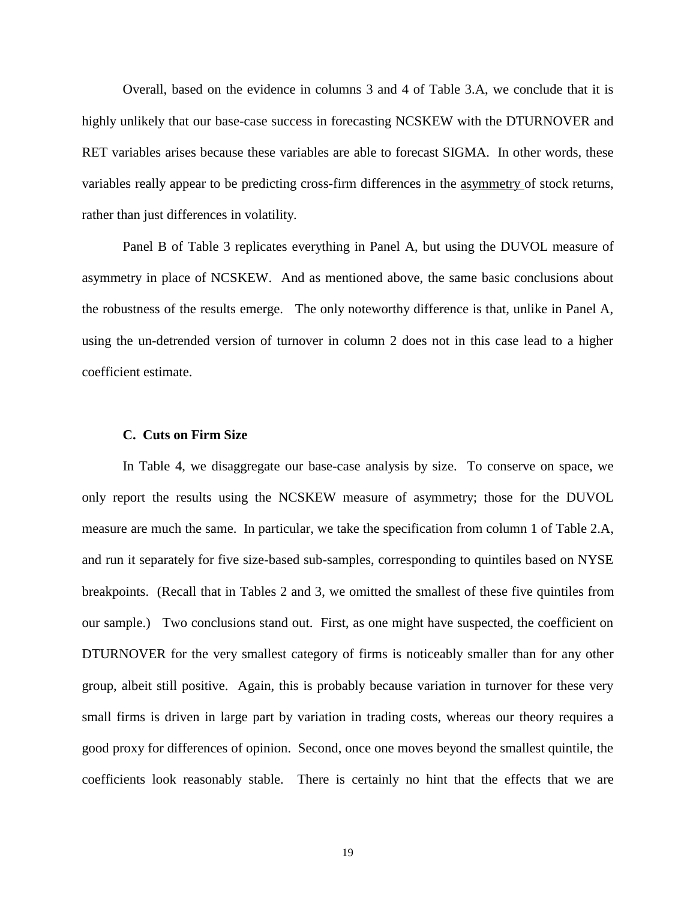Overall, based on the evidence in columns 3 and 4 of Table 3.A, we conclude that it is highly unlikely that our base-case success in forecasting NCSKEW with the DTURNOVER and RET variables arises because these variables are able to forecast SIGMA. In other words, these variables really appear to be predicting cross-firm differences in the asymmetry of stock returns, rather than just differences in volatility.

Panel B of Table 3 replicates everything in Panel A, but using the DUVOL measure of asymmetry in place of NCSKEW. And as mentioned above, the same basic conclusions about the robustness of the results emerge. The only noteworthy difference is that, unlike in Panel A, using the un-detrended version of turnover in column 2 does not in this case lead to a higher coefficient estimate.

### C. Cuts on Firm Size

In Table 4, we disaggregate our base-case analysis by size. To conserve on space, we only report the results using the NCSKEW measure of asymmetry; those for the DUVOL measure are much the same. In particular, we take the specification from column 1 of Table 2.A, and run it separately for five size-based sub-samples, corresponding to quintiles based on NYSE breakpoints. (Recall that in Tables 2 and 3, we omitted the smallest of these five quintiles from our sample.) Two conclusions stand out. First, as one might have suspected, the coefficient on DTURNOVER for the very smallest category of firms is noticeably smaller than for any other group, albeit still positive. Again, this is probably because variation in turnover for these very small firms is driven in large part by variation in trading costs, whereas our theory requires a good proxy for differences of opinion. Second, once one moves beyond the smallest quintile, the coefficients look reasonably stable. There is certainly no hint that the effects that we are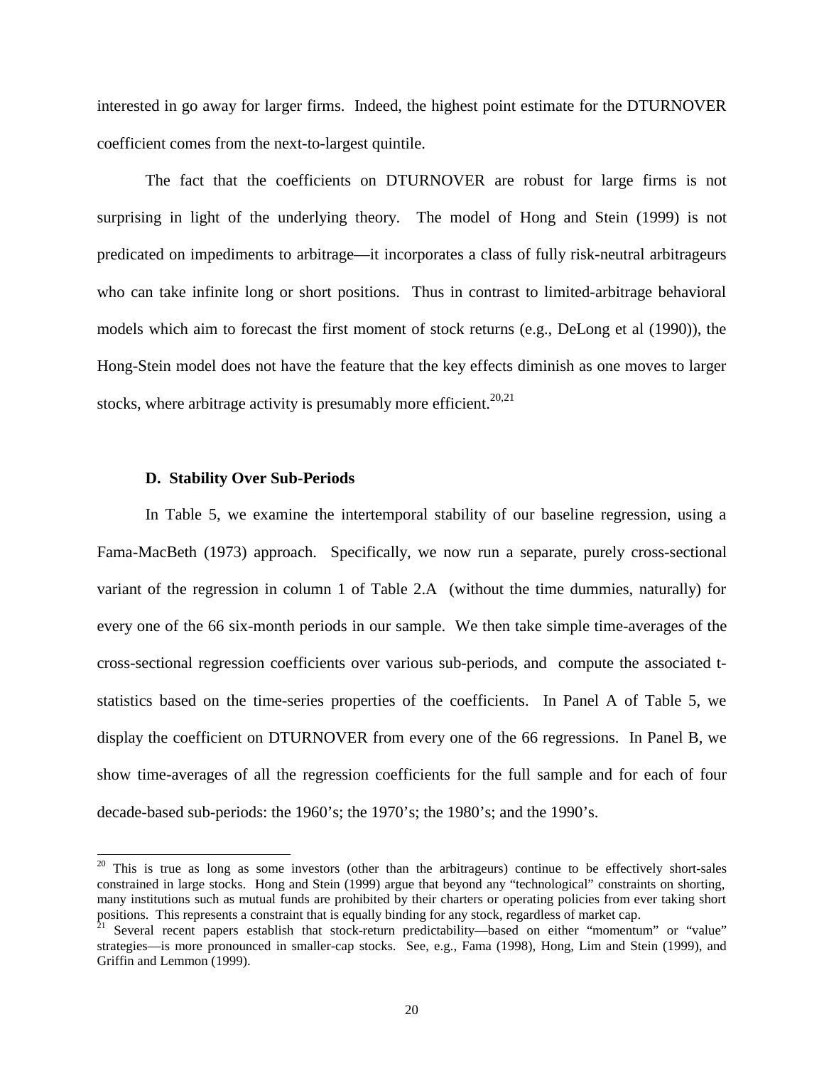interested in go away for larger firms. Indeed, the highest point estimate for the DTURNOVER coefficient comes from the next-to-largest quintile.

The fact that the coefficients on DTURNOVER are robust for large firms is not surprising in light of the underlying theory. The model of Hong and Stein (1999) is not predicated on impediments to arbitrage—it incorporates a class of fully risk-neutral arbitrageurs who can take infinite long or short positions. Thus in contrast to limited-arbitrage behavioral models which aim to forecast the first moment of stock returns (e.g., DeLong et al (1990)), the Hong-Stein model does not have the feature that the key effects diminish as one moves to larger stocks, where arbitrage activity is presumably more efficient.[20,21]

### D. Stability Over Sub-Periods

In Table 5, we examine the intertemporal stability of our baseline regression, using a Fama-MacBeth (1973) approach. Specifically, we now run a separate, purely cross-sectional variant of the regression in column 1 of Table 2.A (without the time dummies, naturally) for every one of the 66 six-month periods in our sample. We then take simple time-averages of the cross-sectional regression coefficients over various sub-periods, and compute the associated t-statistics based on the time-series properties of the coefficients. In Panel A of Table 5, we display the coefficient on DTURNOVER from every one of the 66 regressions. In Panel B, we show time-averages of all the regression coefficients for the full sample and for each of four decade-based sub-periods: the 1960's; the 1970's; the 1980's; and the 1990's.

---

[20] This is true as long as some investors (other than the arbitrageurs) continue to be effectively short-sales constrained in large stocks. Hong and Stein (1999) argue that beyond any "technological" constraints on shorting, many institutions such as mutual funds are prohibited by their charters or operating policies from ever taking short positions. This represents a constraint that is equally binding for any stock, regardless of market cap.

[21] Several recent papers establish that stock-return predictability—based on either "momentum" or "value" strategies—is more pronounced in smaller-cap stocks. See, e.g., Fama (1998), Hong, Lim and Stein (1999), and Griffin and Lemmon (1999).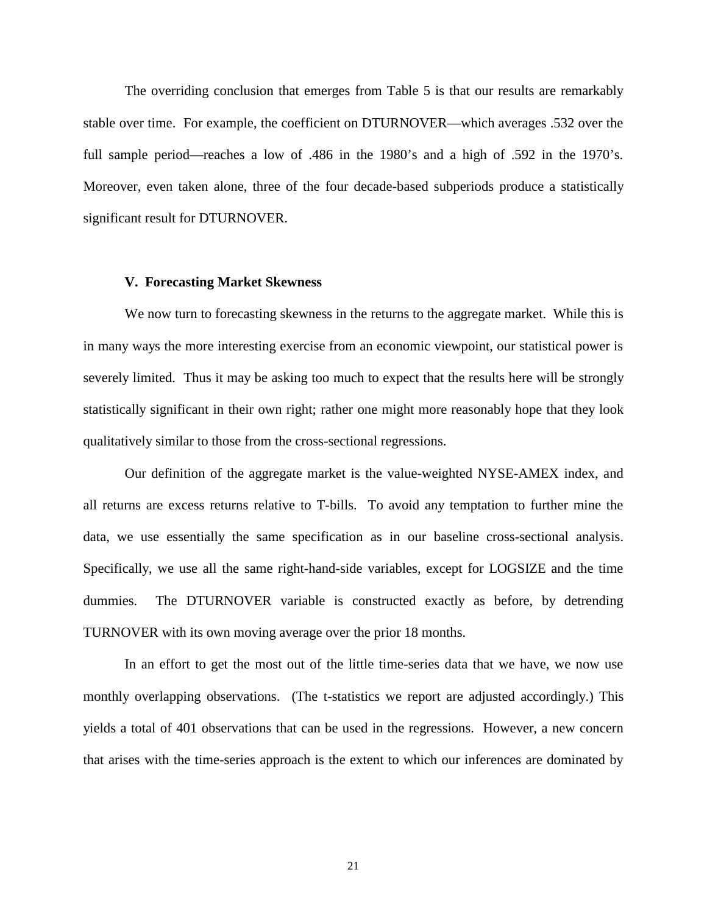The overriding conclusion that emerges from Table 5 is that our results are remarkably stable over time. For example, the coefficient on DTURNOVER—which averages .532 over the full sample period—reaches a low of .486 in the 1980's and a high of .592 in the 1970's. Moreover, even taken alone, three of the four decade-based subperiods produce a statistically significant result for DTURNOVER.

## V. Forecasting Market Skewness

We now turn to forecasting skewness in the returns to the aggregate market. While this is in many ways the more interesting exercise from an economic viewpoint, our statistical power is severely limited. Thus it may be asking too much to expect that the results here will be strongly statistically significant in their own right; rather one might more reasonably hope that they look qualitatively similar to those from the cross-sectional regressions.

Our definition of the aggregate market is the value-weighted NYSE-AMEX index, and all returns are excess returns relative to T-bills. To avoid any temptation to further mine the data, we use essentially the same specification as in our baseline cross-sectional analysis. Specifically, we use all the same right-hand-side variables, except for LOGSIZE and the time dummies. The DTURNOVER variable is constructed exactly as before, by detrending TURNOVER with its own moving average over the prior 18 months.

In an effort to get the most out of the little time-series data that we have, we now use monthly overlapping observations. (The t-statistics we report are adjusted accordingly.) This yields a total of 401 observations that can be used in the regressions. However, a new concern that arises with the time-series approach is the extent to which our inferences are dominated by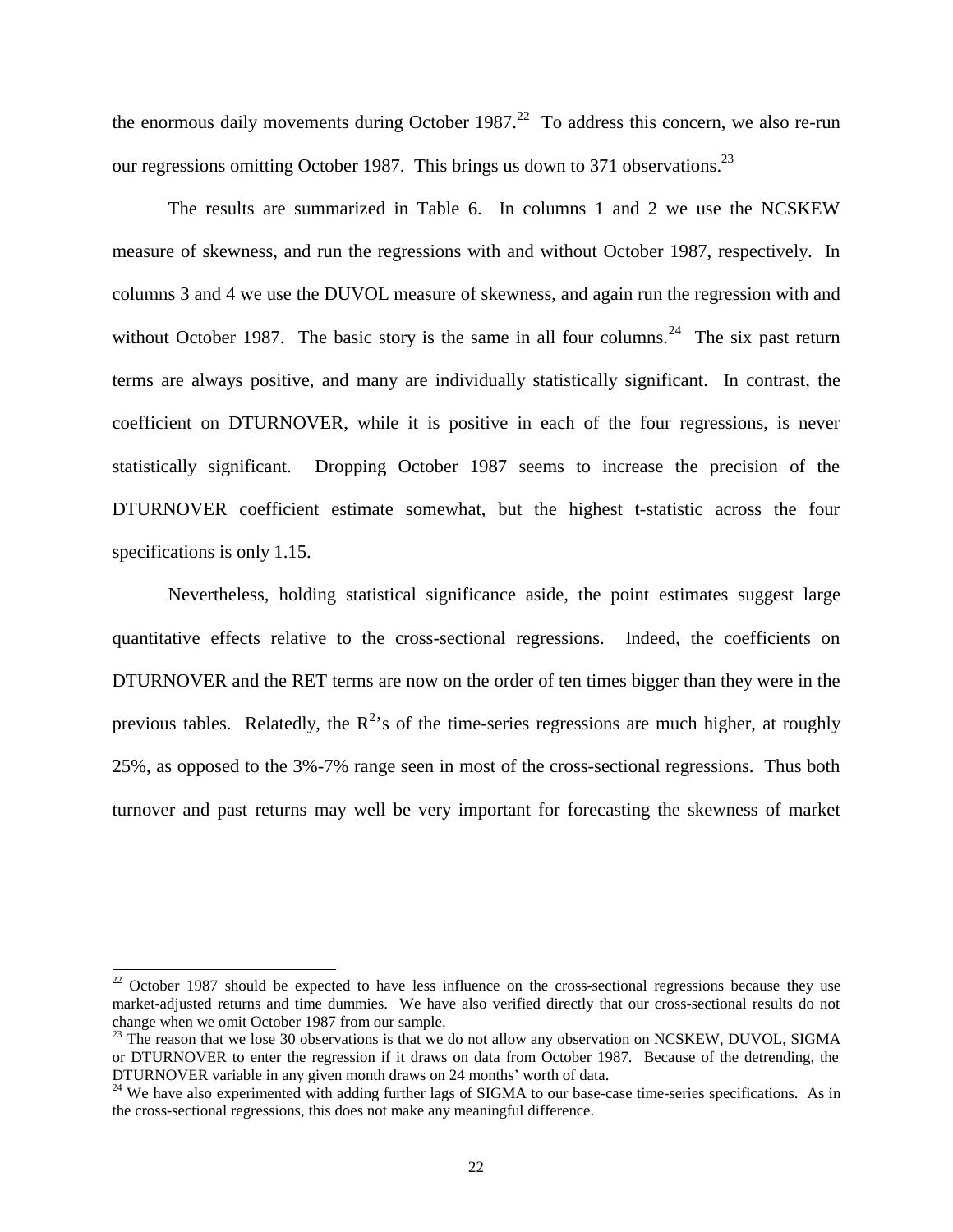the enormous daily movements during October 1987.[22] To address this concern, we also re-run our regressions omitting October 1987. This brings us down to 371 observations.[23]

The results are summarized in Table 6. In columns 1 and 2 we use the NCSKEW measure of skewness, and run the regressions with and without October 1987, respectively. In columns 3 and 4 we use the DUVOL measure of skewness, and again run the regression with and without October 1987. The basic story is the same in all four columns.[24] The six past return terms are always positive, and many are individually statistically significant. In contrast, the coefficient on DTURNOVER, while it is positive in each of the four regressions, is never statistically significant. Dropping October 1987 seems to increase the precision of the DTURNOVER coefficient estimate somewhat, but the highest t-statistic across the four specifications is only 1.15.

Nevertheless, holding statistical significance aside, the point estimates suggest large quantitative effects relative to the cross-sectional regressions. Indeed, the coefficients on DTURNOVER and the RET terms are now on the order of ten times bigger than they were in the previous tables. Relatedly, the $R^2$'s of the time-series regressions are much higher, at roughly 25%, as opposed to the 3%-7% range seen in most of the cross-sectional regressions. Thus both turnover and past returns may well be very important for forecasting the skewness of market

---

[22] October 1987 should be expected to have less influence on the cross-sectional regressions because they use market-adjusted returns and time dummies. We have also verified directly that our cross-sectional results do not change when we omit October 1987 from our sample.

[23] The reason that we lose 30 observations is that we do not allow any observation on NCSKEW, DUVOL, SIGMA or DTURNOVER to enter the regression if it draws on data from October 1987. Because of the detrending, the DTURNOVER variable in any given month draws on 24 months' worth of data.

[24] We have also experimented with adding further lags of SIGMA to our base-case time-series specifications. As in the cross-sectional regressions, this does not make any meaningful difference.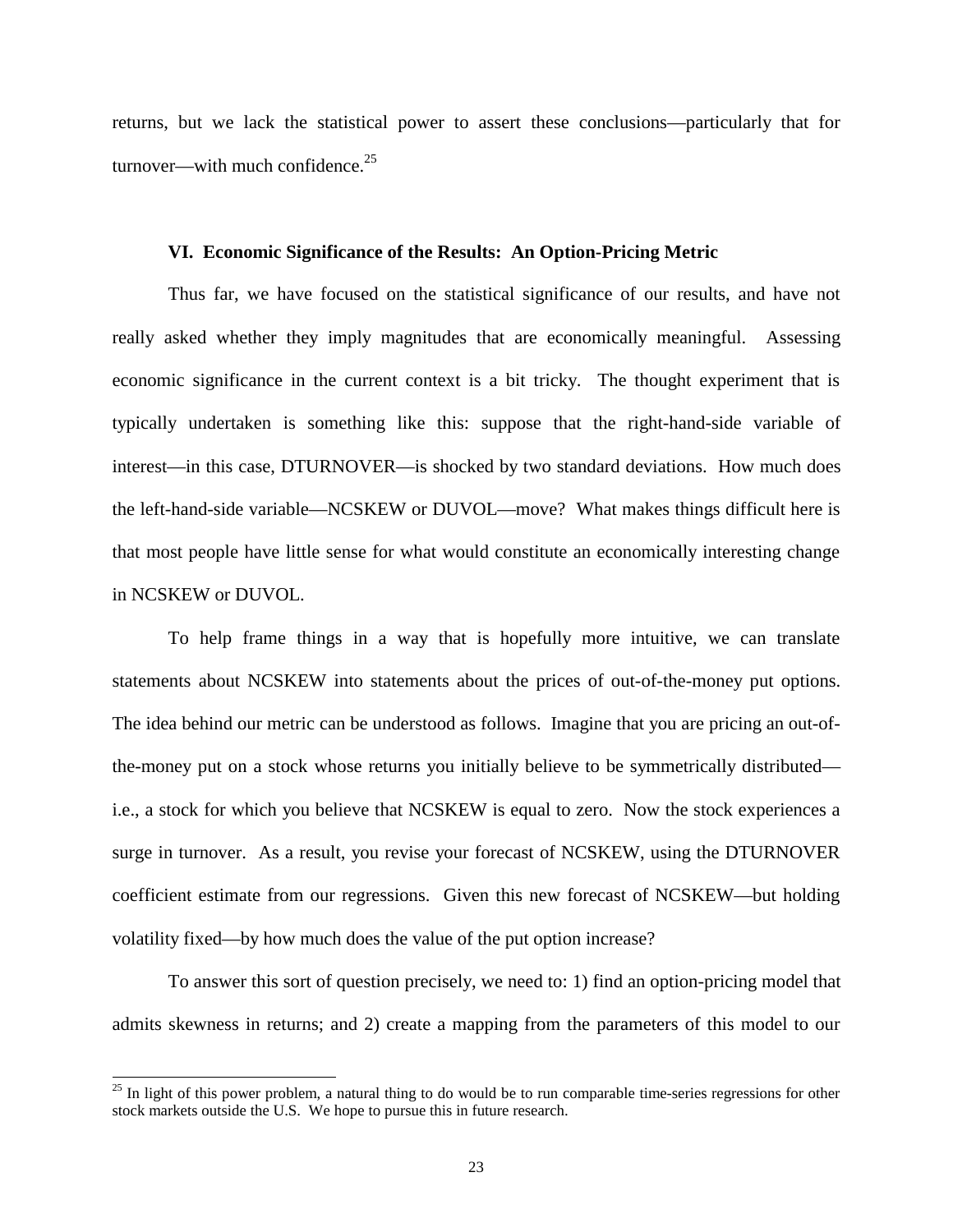returns, but we lack the statistical power to assert these conclusions—particularly that for turnover—with much confidence.[25]

### VI. Economic Significance of the Results: An Option-Pricing Metric

Thus far, we have focused on the statistical significance of our results, and have not really asked whether they imply magnitudes that are economically meaningful. Assessing economic significance in the current context is a bit tricky. The thought experiment that is typically undertaken is something like this: suppose that the right-hand-side variable of interest—in this case, DTURNOVER—is shocked by two standard deviations. How much does the left-hand-side variable—NCSKEW or DUVOL—move? What makes things difficult here is that most people have little sense for what would constitute an economically interesting change in NCSKEW or DUVOL.

To help frame things in a way that is hopefully more intuitive, we can translate statements about NCSKEW into statements about the prices of out-of-the-money put options. The idea behind our metric can be understood as follows. Imagine that you are pricing an out-of-the-money put on a stock whose returns you initially believe to be symmetrically distributed—i.e., a stock for which you believe that NCSKEW is equal to zero. Now the stock experiences a surge in turnover. As a result, you revise your forecast of NCSKEW, using the DTURNOVER coefficient estimate from our regressions. Given this new forecast of NCSKEW—but holding volatility fixed—by how much does the value of the put option increase?

To answer this sort of question precisely, we need to: 1) find an option-pricing model that admits skewness in returns; and 2) create a mapping from the parameters of this model to our

[25] In light of this power problem, a natural thing to do would be to run comparable time-series regressions for other stock markets outside the U.S. We hope to pursue this in future research.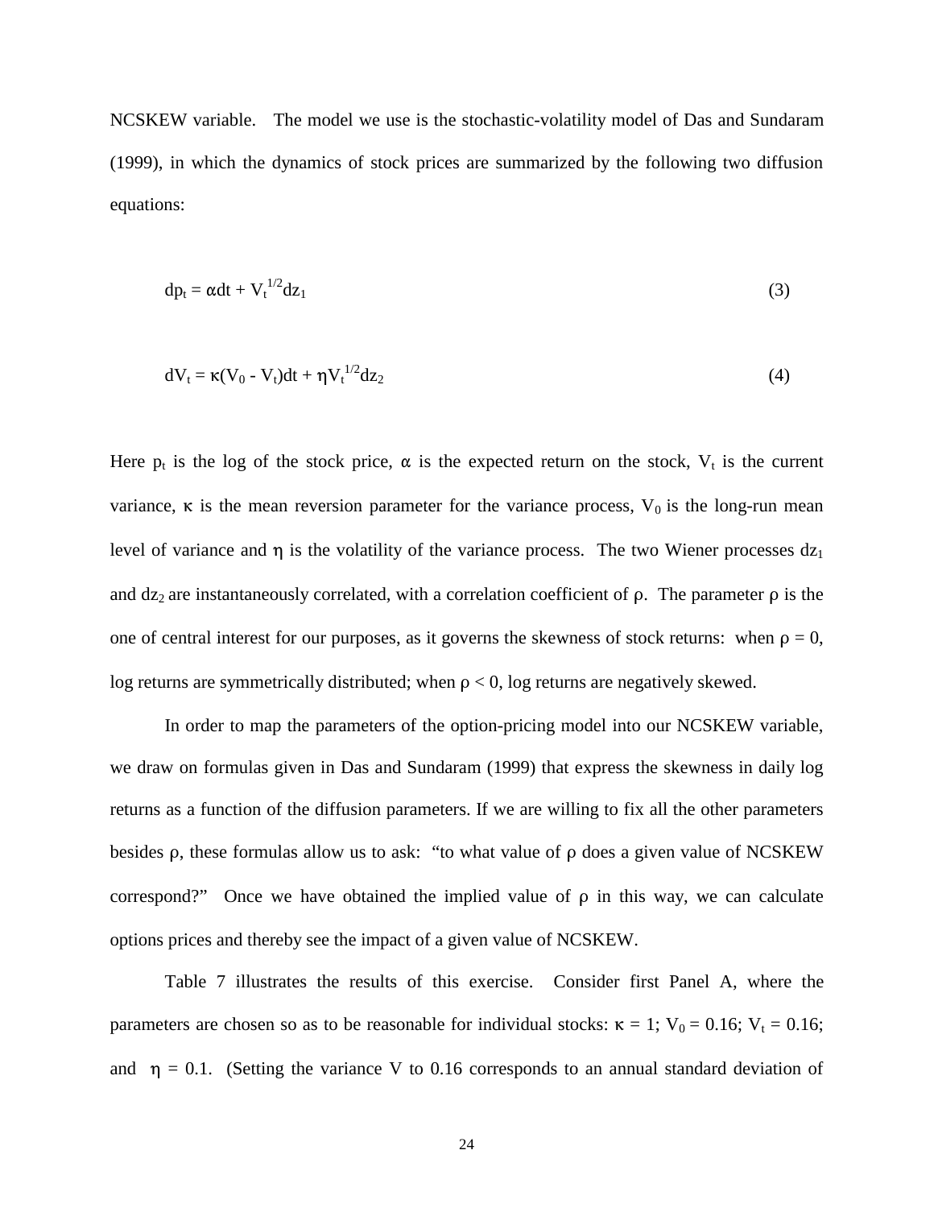NCSKEW variable. The model we use is the stochastic-volatility model of Das and Sundaram (1999), in which the dynamics of stock prices are summarized by the following two diffusion equations:

$$dp_t = \alpha dt + V_t^{1/2} dz_1 \tag{3}$$

$$dV_t = \kappa(V_0 - V_t)dt + \eta V_t^{1/2} dz_2 \tag{4}$$

Here $p_t$ is the log of the stock price, $\alpha$ is the expected return on the stock, $V_t$ is the current variance, $\kappa$ is the mean reversion parameter for the variance process, $V_0$ is the long-run mean level of variance and $\eta$ is the volatility of the variance process. The two Wiener processes $dz_1$ and $dz_2$ are instantaneously correlated, with a correlation coefficient of $\rho$. The parameter $\rho$ is the one of central interest for our purposes, as it governs the skewness of stock returns: when $\rho = 0$, log returns are symmetrically distributed; when $\rho < 0$, log returns are negatively skewed.

In order to map the parameters of the option-pricing model into our NCSKEW variable, we draw on formulas given in Das and Sundaram (1999) that express the skewness in daily log returns as a function of the diffusion parameters. If we are willing to fix all the other parameters besides $\rho$, these formulas allow us to ask: "to what value of $\rho$ does a given value of NCSKEW correspond?" Once we have obtained the implied value of $\rho$ in this way, we can calculate options prices and thereby see the impact of a given value of NCSKEW.

Table 7 illustrates the results of this exercise. Consider first Panel A, where the parameters are chosen so as to be reasonable for individual stocks: $\kappa = 1$; $V_0 = 0.16$; $V_t = 0.16$; and $\eta = 0.1$. (Setting the variance V to 0.16 corresponds to an annual standard deviation of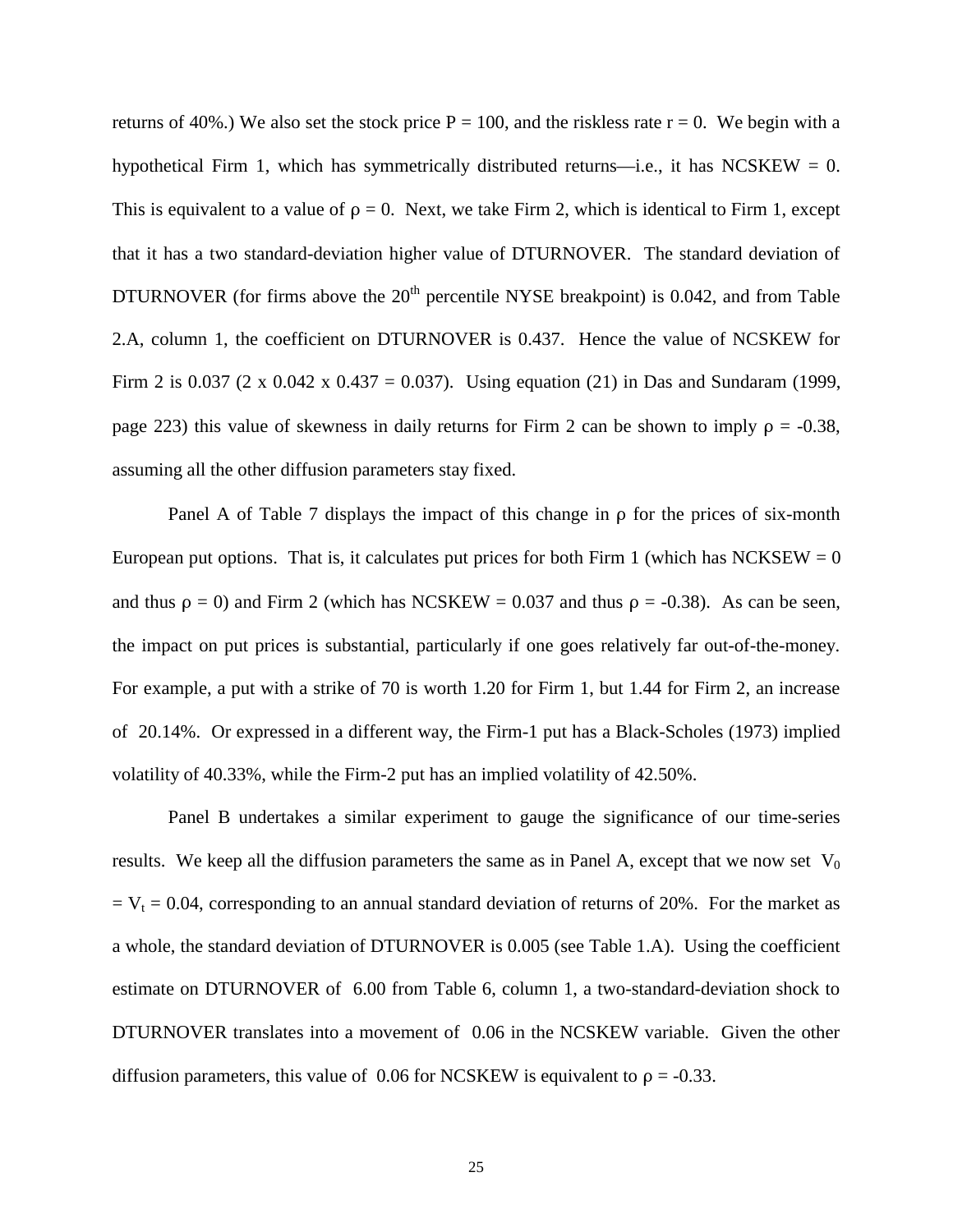returns of 40%.) We also set the stock price P = 100, and the riskless rate r = 0. We begin with a hypothetical Firm 1, which has symmetrically distributed returns—i.e., it has NCSKEW = 0. This is equivalent to a value of $\rho = 0$. Next, we take Firm 2, which is identical to Firm 1, except that it has a two standard-deviation higher value of DTURNOVER. The standard deviation of DTURNOVER (for firms above the 20th percentile NYSE breakpoint) is 0.042, and from Table 2.A, column 1, the coefficient on DTURNOVER is 0.437. Hence the value of NCSKEW for Firm 2 is 0.037 (2 x 0.042 x 0.437 = 0.037). Using equation (21) in Das and Sundaram (1999, page 223) this value of skewness in daily returns for Firm 2 can be shown to imply $\rho = -0.38$, assuming all the other diffusion parameters stay fixed.

Panel A of Table 7 displays the impact of this change in $\rho$ for the prices of six-month European put options. That is, it calculates put prices for both Firm 1 (which has NCKSEW = 0 and thus $\rho = 0$) and Firm 2 (which has NCSKEW = 0.037 and thus $\rho = -0.38$). As can be seen, the impact on put prices is substantial, particularly if one goes relatively far out-of-the-money. For example, a put with a strike of 70 is worth 1.20 for Firm 1, but 1.44 for Firm 2, an increase of 20.14%. Or expressed in a different way, the Firm-1 put has a Black-Scholes (1973) implied volatility of 40.33%, while the Firm-2 put has an implied volatility of 42.50%.

Panel B undertakes a similar experiment to gauge the significance of our time-series results. We keep all the diffusion parameters the same as in Panel A, except that we now set $V_0 = V_t = 0.04$, corresponding to an annual standard deviation of returns of 20%. For the market as a whole, the standard deviation of DTURNOVER is 0.005 (see Table 1.A). Using the coefficient estimate on DTURNOVER of 6.00 from Table 6, column 1, a two-standard-deviation shock to DTURNOVER translates into a movement of 0.06 in the NCSKEW variable. Given the other diffusion parameters, this value of 0.06 for NCSKEW is equivalent to $\rho = -0.33$.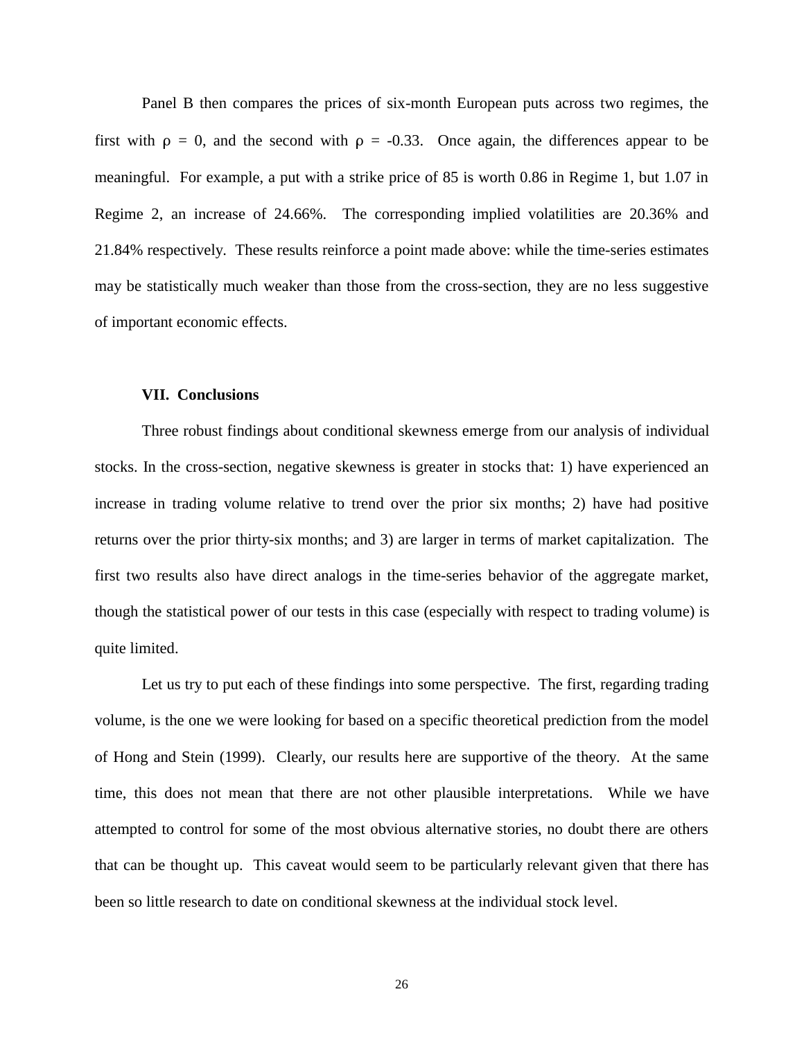Panel B then compares the prices of six-month European puts across two regimes, the first with $\rho = 0$, and the second with $\rho = -0.33$. Once again, the differences appear to be meaningful. For example, a put with a strike price of 85 is worth 0.86 in Regime 1, but 1.07 in Regime 2, an increase of 24.66%. The corresponding implied volatilities are 20.36% and 21.84% respectively. These results reinforce a point made above: while the time-series estimates may be statistically much weaker than those from the cross-section, they are no less suggestive of important economic effects.

## VII. Conclusions

Three robust findings about conditional skewness emerge from our analysis of individual stocks. In the cross-section, negative skewness is greater in stocks that: 1) have experienced an increase in trading volume relative to trend over the prior six months; 2) have had positive returns over the prior thirty-six months; and 3) are larger in terms of market capitalization. The first two results also have direct analogs in the time-series behavior of the aggregate market, though the statistical power of our tests in this case (especially with respect to trading volume) is quite limited.

Let us try to put each of these findings into some perspective. The first, regarding trading volume, is the one we were looking for based on a specific theoretical prediction from the model of Hong and Stein (1999). Clearly, our results here are supportive of the theory. At the same time, this does not mean that there are not other plausible interpretations. While we have attempted to control for some of the most obvious alternative stories, no doubt there are others that can be thought up. This caveat would seem to be particularly relevant given that there has been so little research to date on conditional skewness at the individual stock level.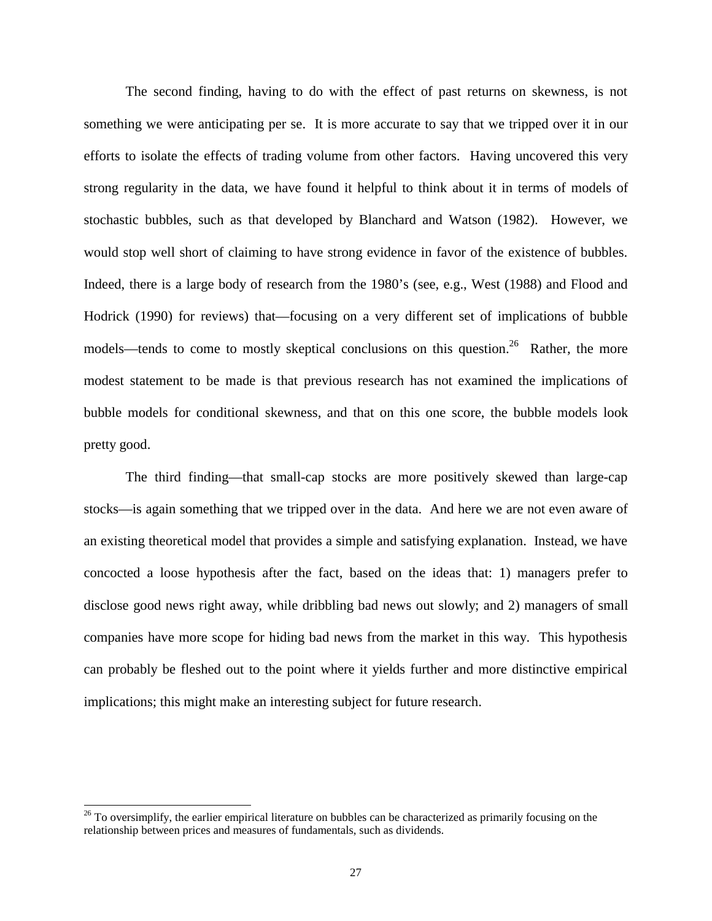The second finding, having to do with the effect of past returns on skewness, is not something we were anticipating per se. It is more accurate to say that we tripped over it in our efforts to isolate the effects of trading volume from other factors. Having uncovered this very strong regularity in the data, we have found it helpful to think about it in terms of models of stochastic bubbles, such as that developed by Blanchard and Watson (1982). However, we would stop well short of claiming to have strong evidence in favor of the existence of bubbles. Indeed, there is a large body of research from the 1980's (see, e.g., West (1988) and Flood and Hodrick (1990) for reviews) that—focusing on a very different set of implications of bubble models—tends to come to mostly skeptical conclusions on this question.[26] Rather, the more modest statement to be made is that previous research has not examined the implications of bubble models for conditional skewness, and that on this one score, the bubble models look pretty good.

The third finding—that small-cap stocks are more positively skewed than large-cap stocks—is again something that we tripped over in the data. And here we are not even aware of an existing theoretical model that provides a simple and satisfying explanation. Instead, we have concocted a loose hypothesis after the fact, based on the ideas that: 1) managers prefer to disclose good news right away, while dribbling bad news out slowly; and 2) managers of small companies have more scope for hiding bad news from the market in this way. This hypothesis can probably be fleshed out to the point where it yields further and more distinctive empirical implications; this might make an interesting subject for future research.

[26] To oversimplify, the earlier empirical literature on bubbles can be characterized as primarily focusing on the relationship between prices and measures of fundamentals, such as dividends.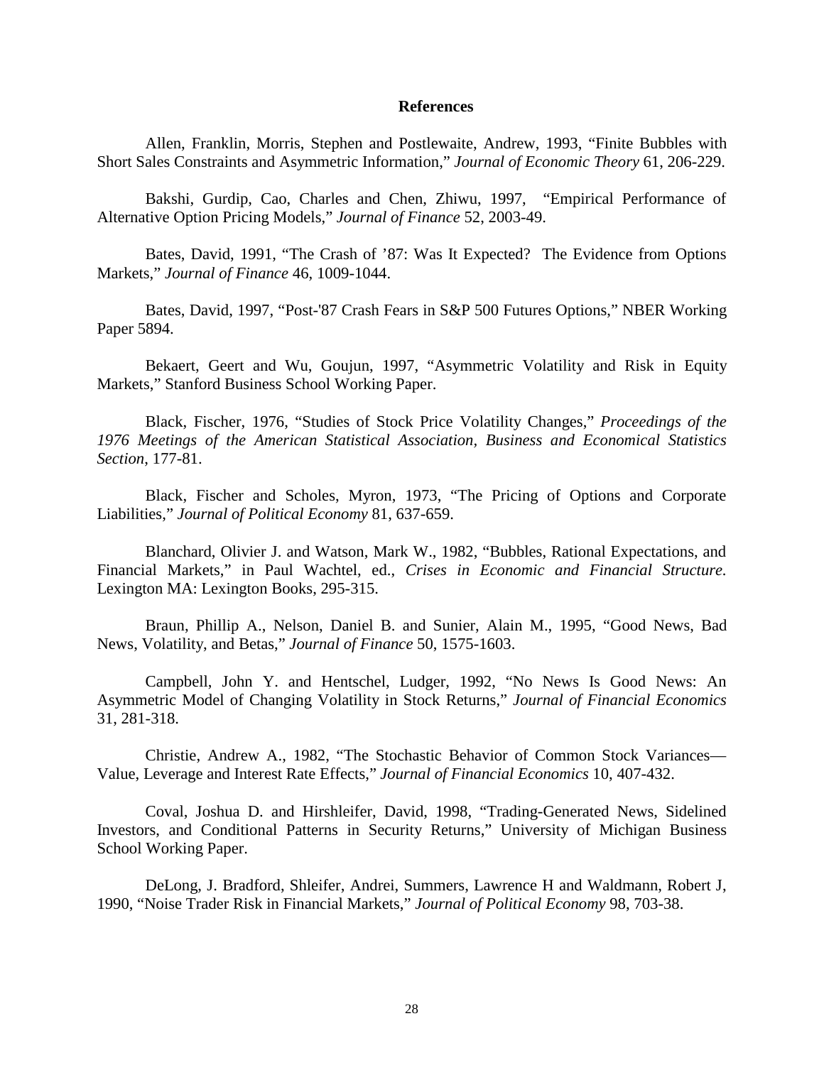## References

Allen, Franklin, Morris, Stephen and Postlewaite, Andrew, 1993, "Finite Bubbles with Short Sales Constraints and Asymmetric Information," *Journal of Economic Theory* 61, 206-229.

Bakshi, Gurdip, Cao, Charles and Chen, Zhiwu, 1997, "Empirical Performance of Alternative Option Pricing Models," *Journal of Finance* 52, 2003-49.

Bates, David, 1991, "The Crash of '87: Was It Expected? The Evidence from Options Markets," *Journal of Finance* 46, 1009-1044.

Bates, David, 1997, "Post-'87 Crash Fears in S&P 500 Futures Options," NBER Working Paper 5894.

Bekaert, Geert and Wu, Goujun, 1997, "Asymmetric Volatility and Risk in Equity Markets," Stanford Business School Working Paper.

Black, Fischer, 1976, "Studies of Stock Price Volatility Changes," *Proceedings of the 1976 Meetings of the American Statistical Association, Business and Economical Statistics Section*, 177-81.

Black, Fischer and Scholes, Myron, 1973, "The Pricing of Options and Corporate Liabilities," *Journal of Political Economy* 81, 637-659.

Blanchard, Olivier J. and Watson, Mark W., 1982, "Bubbles, Rational Expectations, and Financial Markets," in Paul Wachtel, ed., *Crises in Economic and Financial Structure.* Lexington MA: Lexington Books, 295-315.

Braun, Phillip A., Nelson, Daniel B. and Sunier, Alain M., 1995, "Good News, Bad News, Volatility, and Betas," *Journal of Finance* 50, 1575-1603.

Campbell, John Y. and Hentschel, Ludger, 1992, "No News Is Good News: An Asymmetric Model of Changing Volatility in Stock Returns," *Journal of Financial Economics* 31, 281-318.

Christie, Andrew A., 1982, "The Stochastic Behavior of Common Stock Variances—Value, Leverage and Interest Rate Effects," *Journal of Financial Economics* 10, 407-432.

Coval, Joshua D. and Hirshleifer, David, 1998, "Trading-Generated News, Sidelined Investors, and Conditional Patterns in Security Returns," University of Michigan Business School Working Paper.

DeLong, J. Bradford, Shleifer, Andrei, Summers, Lawrence H and Waldmann, Robert J, 1990, "Noise Trader Risk in Financial Markets," *Journal of Political Economy* 98, 703-38.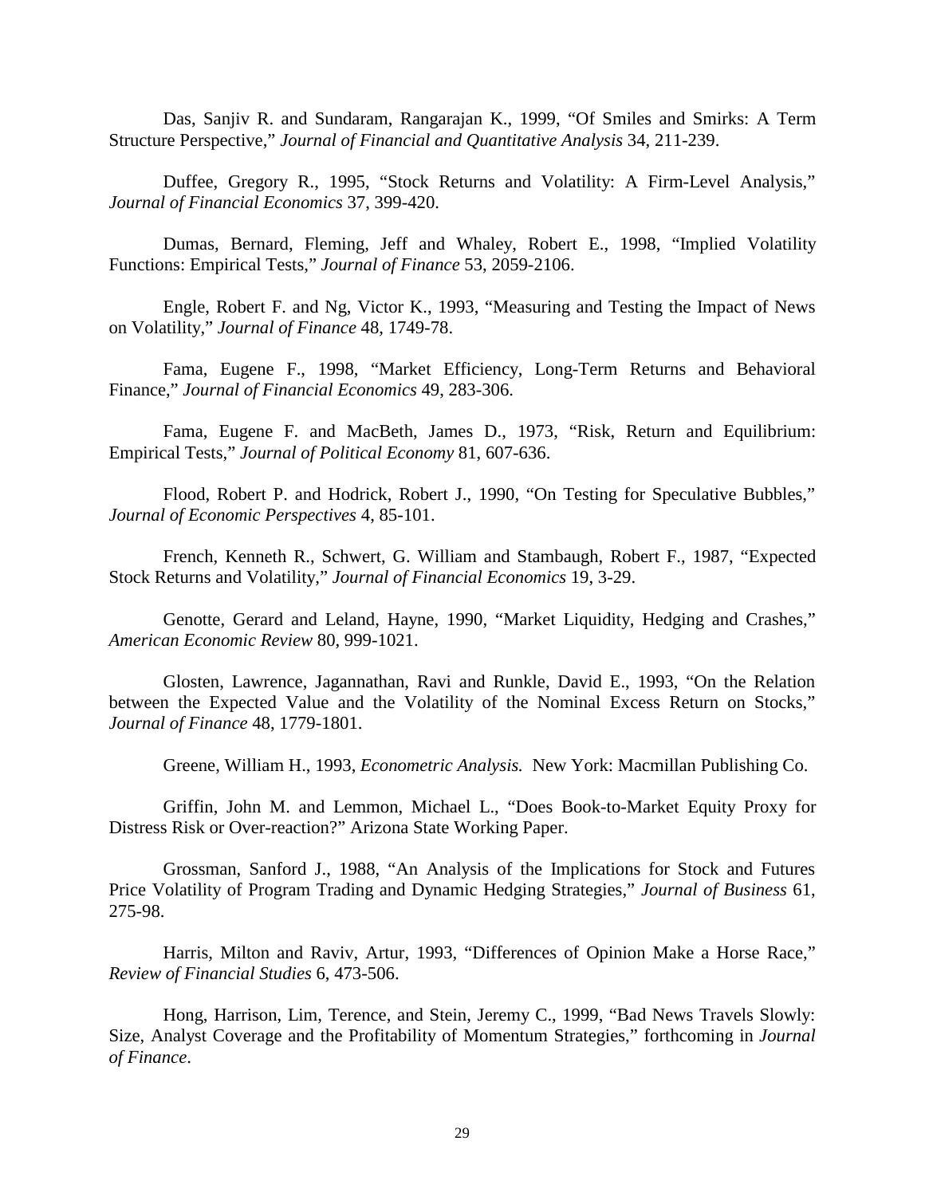Das, Sanjiv R. and Sundaram, Rangarajan K., 1999, "Of Smiles and Smirks: A Term Structure Perspective," *Journal of Financial and Quantitative Analysis* 34, 211-239.

Duffee, Gregory R., 1995, "Stock Returns and Volatility: A Firm-Level Analysis," *Journal of Financial Economics* 37, 399-420.

Dumas, Bernard, Fleming, Jeff and Whaley, Robert E., 1998, "Implied Volatility Functions: Empirical Tests," *Journal of Finance* 53, 2059-2106.

Engle, Robert F. and Ng, Victor K., 1993, "Measuring and Testing the Impact of News on Volatility," *Journal of Finance* 48, 1749-78.

Fama, Eugene F., 1998, "Market Efficiency, Long-Term Returns and Behavioral Finance," *Journal of Financial Economics* 49, 283-306.

Fama, Eugene F. and MacBeth, James D., 1973, "Risk, Return and Equilibrium: Empirical Tests," *Journal of Political Economy* 81, 607-636.

Flood, Robert P. and Hodrick, Robert J., 1990, "On Testing for Speculative Bubbles," *Journal of Economic Perspectives* 4, 85-101.

French, Kenneth R., Schwert, G. William and Stambaugh, Robert F., 1987, "Expected Stock Returns and Volatility," *Journal of Financial Economics* 19, 3-29.

Genotte, Gerard and Leland, Hayne, 1990, "Market Liquidity, Hedging and Crashes," *American Economic Review* 80, 999-1021.

Glosten, Lawrence, Jagannathan, Ravi and Runkle, David E., 1993, "On the Relation between the Expected Value and the Volatility of the Nominal Excess Return on Stocks," *Journal of Finance* 48, 1779-1801.

Greene, William H., 1993, *Econometric Analysis.* New York: Macmillan Publishing Co.

Griffin, John M. and Lemmon, Michael L., "Does Book-to-Market Equity Proxy for Distress Risk or Over-reaction?" Arizona State Working Paper.

Grossman, Sanford J., 1988, "An Analysis of the Implications for Stock and Futures Price Volatility of Program Trading and Dynamic Hedging Strategies," *Journal of Business* 61, 275-98.

Harris, Milton and Raviv, Artur, 1993, "Differences of Opinion Make a Horse Race," *Review of Financial Studies* 6, 473-506.

Hong, Harrison, Lim, Terence, and Stein, Jeremy C., 1999, "Bad News Travels Slowly: Size, Analyst Coverage and the Profitability of Momentum Strategies," forthcoming in *Journal of Finance*.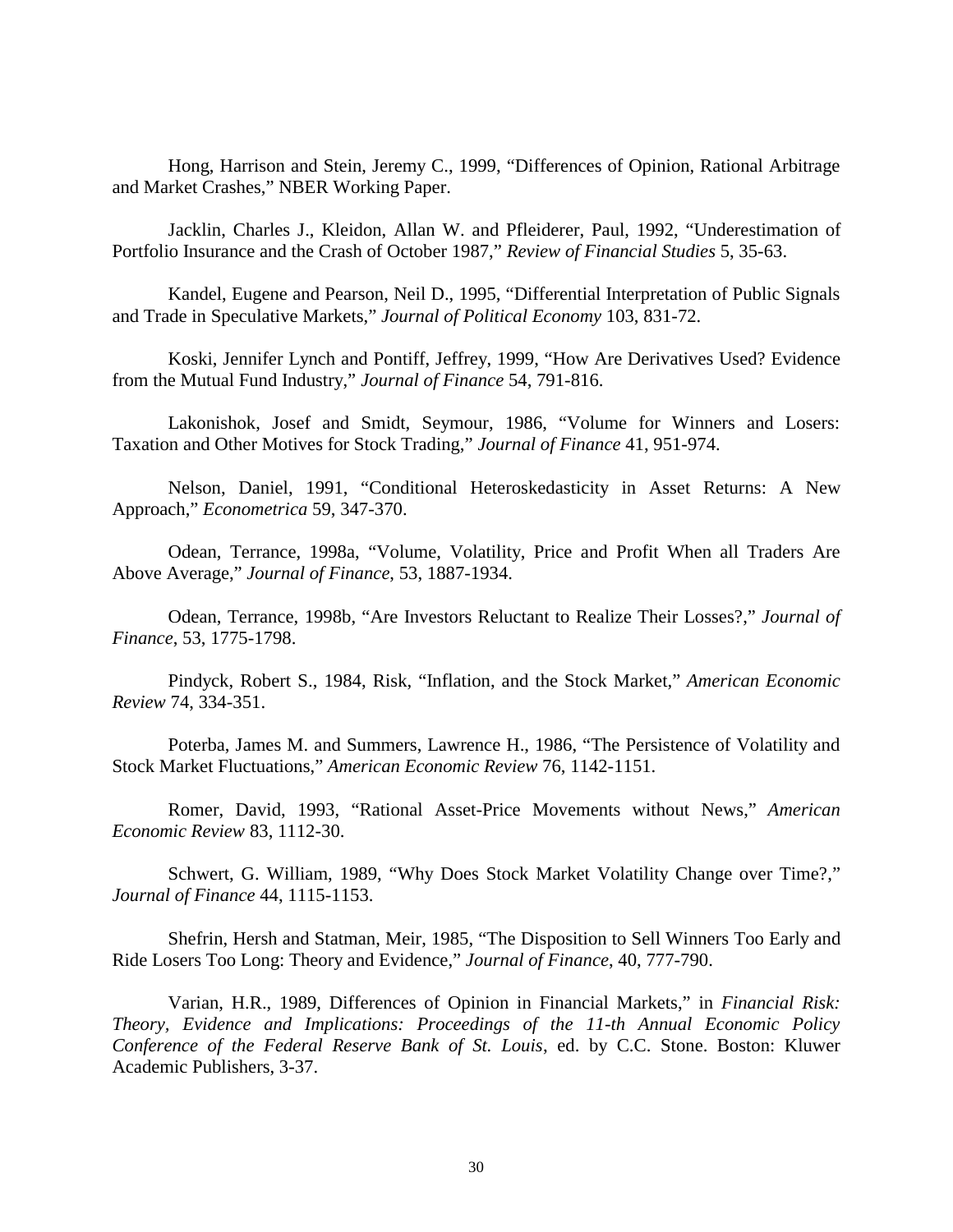Hong, Harrison and Stein, Jeremy C., 1999, "Differences of Opinion, Rational Arbitrage and Market Crashes," NBER Working Paper.

Jacklin, Charles J., Kleidon, Allan W. and Pfleiderer, Paul, 1992, "Underestimation of Portfolio Insurance and the Crash of October 1987," *Review of Financial Studies* 5, 35-63.

Kandel, Eugene and Pearson, Neil D., 1995, "Differential Interpretation of Public Signals and Trade in Speculative Markets," *Journal of Political Economy* 103, 831-72.

Koski, Jennifer Lynch and Pontiff, Jeffrey, 1999, "How Are Derivatives Used? Evidence from the Mutual Fund Industry," *Journal of Finance* 54, 791-816.

Lakonishok, Josef and Smidt, Seymour, 1986, "Volume for Winners and Losers: Taxation and Other Motives for Stock Trading," *Journal of Finance* 41, 951-974.

Nelson, Daniel, 1991, "Conditional Heteroskedasticity in Asset Returns: A New Approach," *Econometrica* 59, 347-370.

Odean, Terrance, 1998a, "Volume, Volatility, Price and Profit When all Traders Are Above Average," *Journal of Finance*, 53, 1887-1934.

Odean, Terrance, 1998b, "Are Investors Reluctant to Realize Their Losses?," *Journal of Finance*, 53, 1775-1798.

Pindyck, Robert S., 1984, Risk, "Inflation, and the Stock Market," *American Economic Review* 74, 334-351.

Poterba, James M. and Summers, Lawrence H., 1986, "The Persistence of Volatility and Stock Market Fluctuations," *American Economic Review* 76, 1142-1151.

Romer, David, 1993, "Rational Asset-Price Movements without News," *American Economic Review* 83, 1112-30.

Schwert, G. William, 1989, "Why Does Stock Market Volatility Change over Time?," *Journal of Finance* 44, 1115-1153.

Shefrin, Hersh and Statman, Meir, 1985, "The Disposition to Sell Winners Too Early and Ride Losers Too Long: Theory and Evidence," *Journal of Finance*, 40, 777-790.

Varian, H.R., 1989, Differences of Opinion in Financial Markets," in *Financial Risk: Theory, Evidence and Implications: Proceedings of the 11-th Annual Economic Policy Conference of the Federal Reserve Bank of St. Louis*, ed. by C.C. Stone. Boston: Kluwer Academic Publishers, 3-37.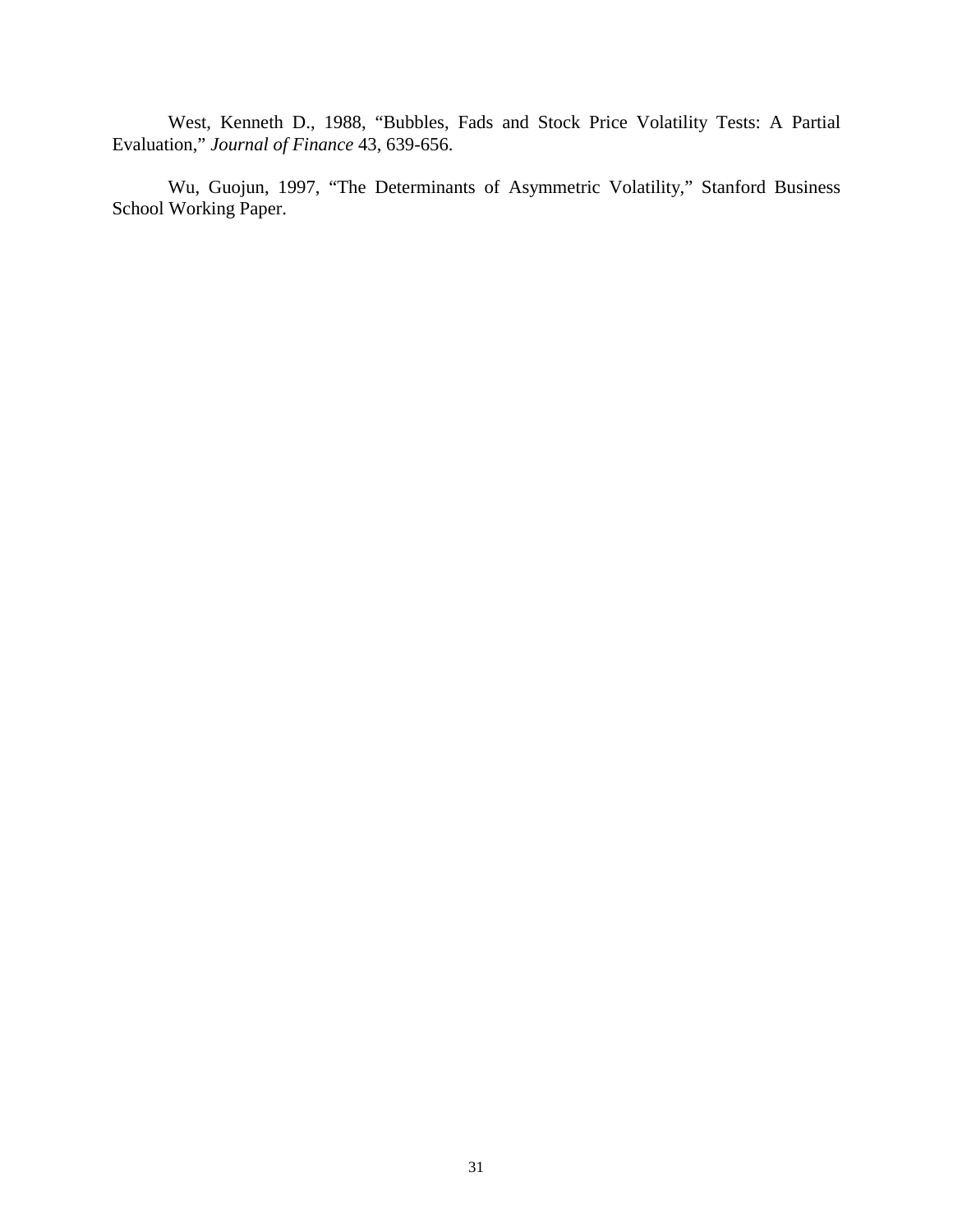West, Kenneth D., 1988, "Bubbles, Fads and Stock Price Volatility Tests: A Partial Evaluation," *Journal of Finance* 43, 639-656.

Wu, Guojun, 1997, "The Determinants of Asymmetric Volatility," Stanford Business School Working Paper.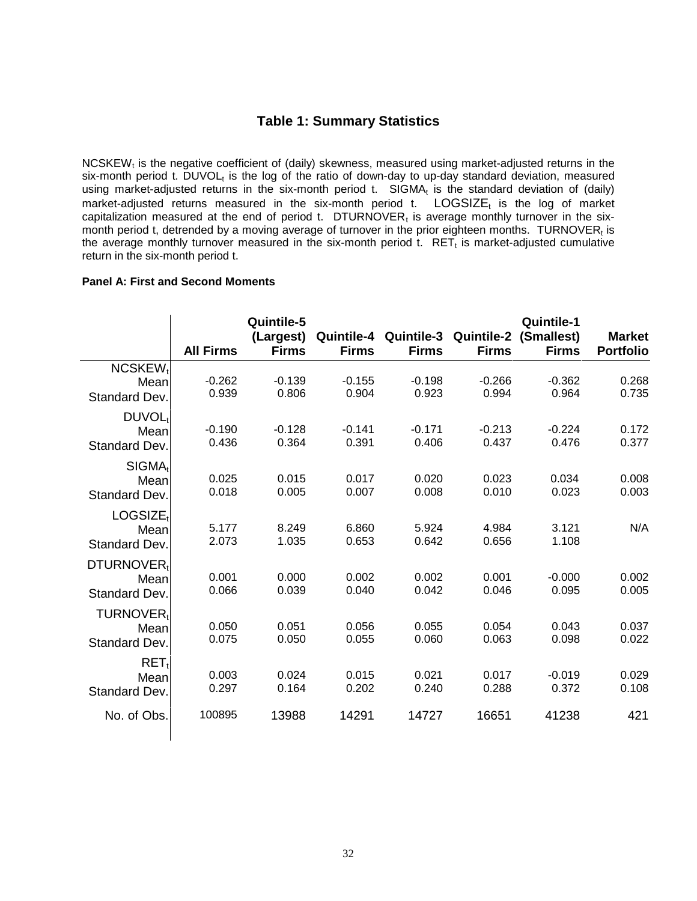## Table 1: Summary Statistics

$NCSKEW_t$ is the negative coefficient of (daily) skewness, measured using market-adjusted returns in the six-month period t. $DUVOL_t$ is the log of the ratio of down-day to up-day standard deviation, measured using market-adjusted returns in the six-month period t. $SIGMA_t$ is the standard deviation of (daily) market-adjusted returns measured in the six-month period t. $LOGSIZE_t$ is the log of market capitalization measured at the end of period t. $DTURNOVER_t$ is average monthly turnover in the six-month period t, detrended by a moving average of turnover in the prior eighteen months. $TURNOVER_t$ is the average monthly turnover measured in the six-month period t. $RET_t$ is market-adjusted cumulative return in the six-month period t.

**Panel A: First and Second Moments**

| | All Firms | Quintile-5 (Largest) Firms | Quintile-4 Firms | Quintile-3 Firms | Quintile-2 Firms | Quintile-1 (Smallest) Firms | Market Portfolio |
|---|---|---|---|---|---|---|---|
| $NCSKEW_t$ | | | | | | | |
| Mean | -0.262 | -0.139 | -0.155 | -0.198 | -0.266 | -0.362 | 0.268 |
| Standard Dev. | 0.939 | 0.806 | 0.904 | 0.923 | 0.994 | 0.964 | 0.735 |
| $DUVOL_t$ | | | | | | | |
| Mean | -0.190 | -0.128 | -0.141 | -0.171 | -0.213 | -0.224 | 0.172 |
| Standard Dev. | 0.436 | 0.364 | 0.391 | 0.406 | 0.437 | 0.476 | 0.377 |
| $SIGMA_t$ | | | | | | | |
| Mean | 0.025 | 0.015 | 0.017 | 0.020 | 0.023 | 0.034 | 0.008 |
| Standard Dev. | 0.018 | 0.005 | 0.007 | 0.008 | 0.010 | 0.023 | 0.003 |
| $LOGSIZE_t$ | | | | | | | |
| Mean | 5.177 | 8.249 | 6.860 | 5.924 | 4.984 | 3.121 | N/A |
| Standard Dev. | 2.073 | 1.035 | 0.653 | 0.642 | 0.656 | 1.108 | |
| $DTURNOVER_t$ | | | | | | | |
| Mean | 0.001 | 0.000 | 0.002 | 0.002 | 0.001 | -0.000 | 0.002 |
| Standard Dev. | 0.066 | 0.039 | 0.040 | 0.042 | 0.046 | 0.095 | 0.005 |
| $TURNOVER_t$ | | | | | | | |
| Mean | 0.050 | 0.051 | 0.056 | 0.055 | 0.054 | 0.043 | 0.037 |
| Standard Dev. | 0.075 | 0.050 | 0.055 | 0.060 | 0.063 | 0.098 | 0.022 |
| $RET_t$ | | | | | | | |
| Mean | 0.003 | 0.024 | 0.015 | 0.021 | 0.017 | -0.019 | 0.029 |
| Standard Dev. | 0.297 | 0.164 | 0.202 | 0.240 | 0.288 | 0.372 | 0.108 |
| No. of Obs. | 100895 | 13988 | 14291 | 14727 | 16651 | 41238 | 421 |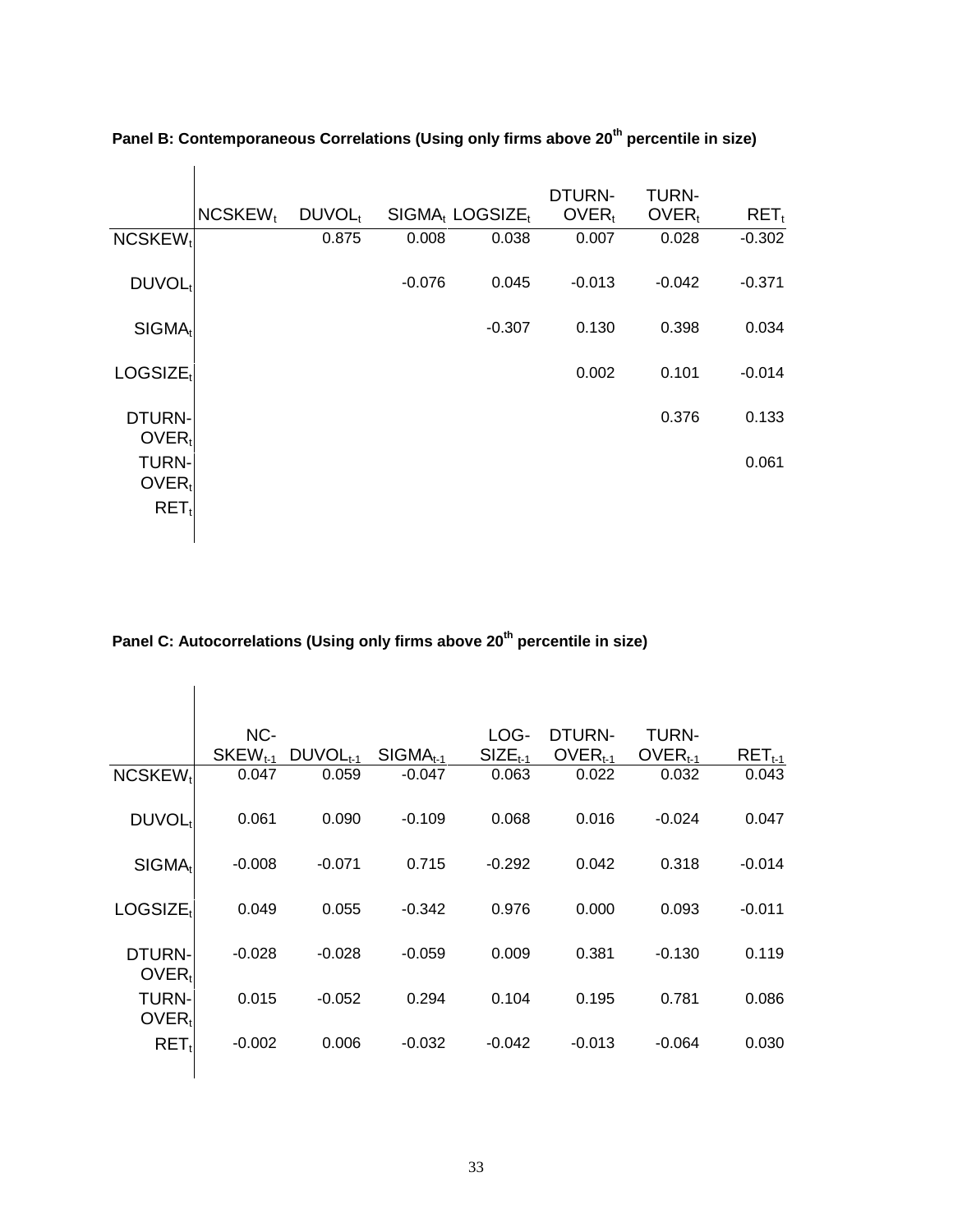**Panel B: Contemporaneous Correlations (Using only firms above 20th percentile in size)**

| | $NCSKEW_t$ | $DUVOL_t$ | $SIGMA_t$ | $LOGSIZE_t$ | DTURN-$OVER_t$ | TURN-$OVER_t$ | $RET_t$ |
|---|---|---|---|---|---|---|---|
| $NCSKEW_t$ | | 0.875 | 0.008 | 0.038 | 0.007 | 0.028 | -0.302 |
| $DUVOL_t$ | | | -0.076 | 0.045 | -0.013 | -0.042 | -0.371 |
| $SIGMA_t$ | | | | -0.307 | 0.130 | 0.398 | 0.034 |
| $LOGSIZE_t$ | | | | | 0.002 | 0.101 | -0.014 |
| DTURN-$OVER_t$ | | | | | | 0.376 | 0.133 |
| TURN-$OVER_t$ | | | | | | | 0.061 |
| $RET_t$ | | | | | | | |

**Panel C: Autocorrelations (Using only firms above 20th percentile in size)**

| | NC-$SKEW_{t-1}$ | $DUVOL_{t-1}$ | $SIGMA_{t-1}$ | LOG-$SIZE_{t-1}$ | DTURN-$OVER_{t-1}$ | TURN-$OVER_{t-1}$ | $RET_{t-1}$ |
|---|---|---|---|---|---|---|---|
| $NCSKEW_t$ | 0.047 | 0.059 | -0.047 | 0.063 | 0.022 | 0.032 | 0.043 |
| $DUVOL_t$ | 0.061 | 0.090 | -0.109 | 0.068 | 0.016 | -0.024 | 0.047 |
| $SIGMA_t$ | -0.008 | -0.071 | 0.715 | -0.292 | 0.042 | 0.318 | -0.014 |
| $LOGSIZE_t$ | 0.049 | 0.055 | -0.342 | 0.976 | 0.000 | 0.093 | -0.011 |
| DTURN-$OVER_t$ | -0.028 | -0.028 | -0.059 | 0.009 | 0.381 | -0.130 | 0.119 |
| TURN-$OVER_t$ | 0.015 | -0.052 | 0.294 | 0.104 | 0.195 | 0.781 | 0.086 |
| $RET_t$ | -0.002 | 0.006 | -0.032 | -0.042 | -0.013 | -0.064 | 0.030 |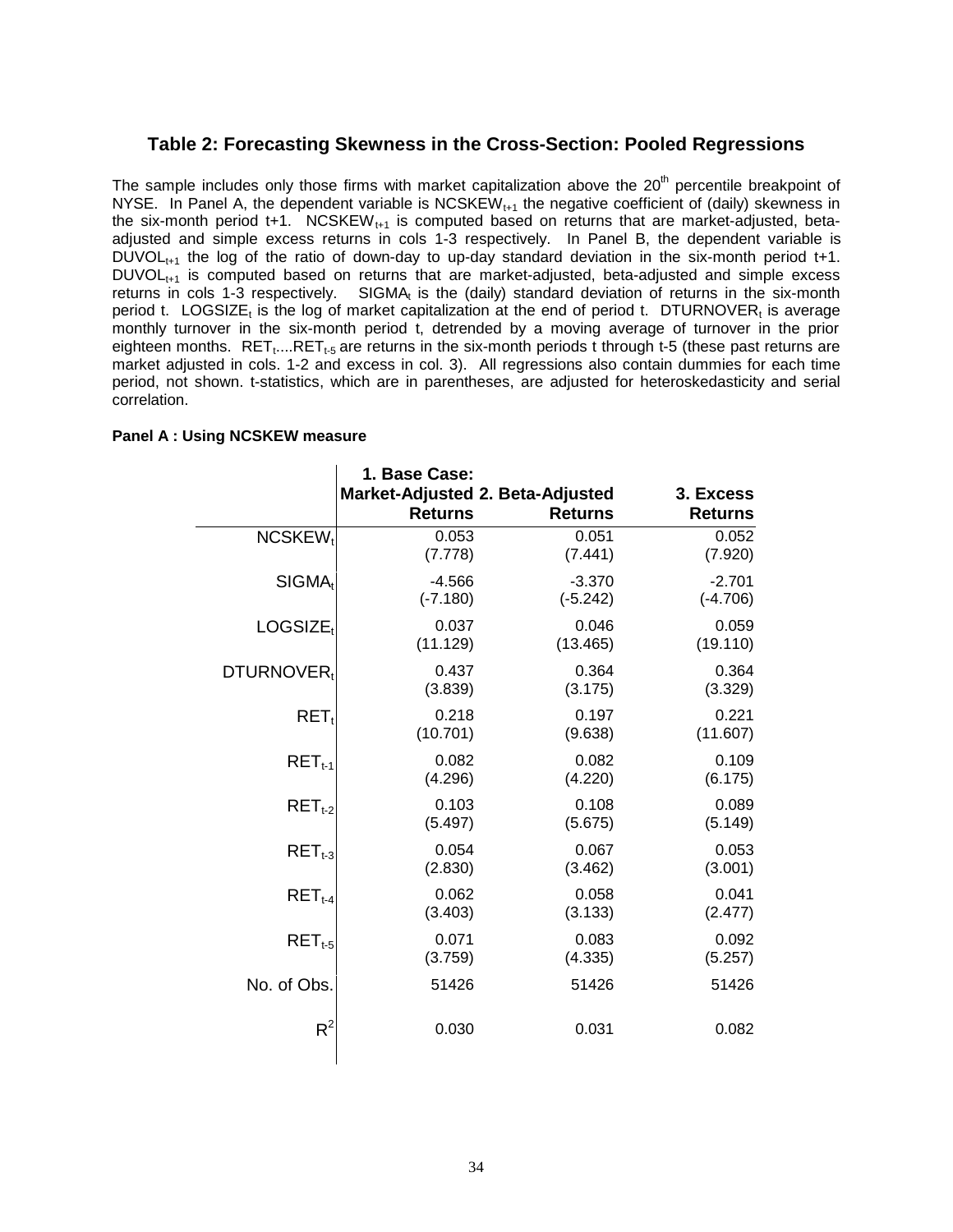## Table 2: Forecasting Skewness in the Cross-Section: Pooled Regressions

The sample includes only those firms with market capitalization above the 20th percentile breakpoint of NYSE. In Panel A, the dependent variable is $NCSKEW_{t+1}$ the negative coefficient of (daily) skewness in the six-month period t+1. $NCSKEW_{t+1}$ is computed based on returns that are market-adjusted, beta-adjusted and simple excess returns in cols 1-3 respectively. In Panel B, the dependent variable is $DUVOL_{t+1}$ the log of the ratio of down-day to up-day standard deviation in the six-month period t+1. $DUVOL_{t+1}$ is computed based on returns that are market-adjusted, beta-adjusted and simple excess returns in cols 1-3 respectively. $SIGMA_t$ is the (daily) standard deviation of returns in the six-month period t. $LOGSIZE_t$ is the log of market capitalization at the end of period t. $DTURNOVER_t$ is average monthly turnover in the six-month period t, detrended by a moving average of turnover in the prior eighteen months. $RET_t$....$RET_{t-5}$ are returns in the six-month periods t through t-5 (these past returns are market adjusted in cols. 1-2 and excess in col. 3). All regressions also contain dummies for each time period, not shown. t-statistics, which are in parentheses, are adjusted for heteroskedasticity and serial correlation.

**Panel A : Using NCSKEW measure**

| | 1. Base Case: Market-Adjusted Returns | 2. Beta-Adjusted Returns | 3. Excess Returns |
|---|---|---|---|
| $NCSKEW_t$ | 0.053 | 0.051 | 0.052 |
| | (7.778) | (7.441) | (7.920) |
| $SIGMA_t$ | -4.566 | -3.370 | -2.701 |
| | (-7.180) | (-5.242) | (-4.706) |
| $LOGSIZE_t$ | 0.037 | 0.046 | 0.059 |
| | (11.129) | (13.465) | (19.110) |
| $DTURNOVER_t$ | 0.437 | 0.364 | 0.364 |
| | (3.839) | (3.175) | (3.329) |
| $RET_t$ | 0.218 | 0.197 | 0.221 |
| | (10.701) | (9.638) | (11.607) |
| $RET_{t-1}$ | 0.082 | 0.082 | 0.109 |
| | (4.296) | (4.220) | (6.175) |
| $RET_{t-2}$ | 0.103 | 0.108 | 0.089 |
| | (5.497) | (5.675) | (5.149) |
| $RET_{t-3}$ | 0.054 | 0.067 | 0.053 |
| | (2.830) | (3.462) | (3.001) |
| $RET_{t-4}$ | 0.062 | 0.058 | 0.041 |
| | (3.403) | (3.133) | (2.477) |
| $RET_{t-5}$ | 0.071 | 0.083 | 0.092 |
| | (3.759) | (4.335) | (5.257) |
| No. of Obs. | 51426 | 51426 | 51426 |
| $R^2$ | 0.030 | 0.031 | 0.082 |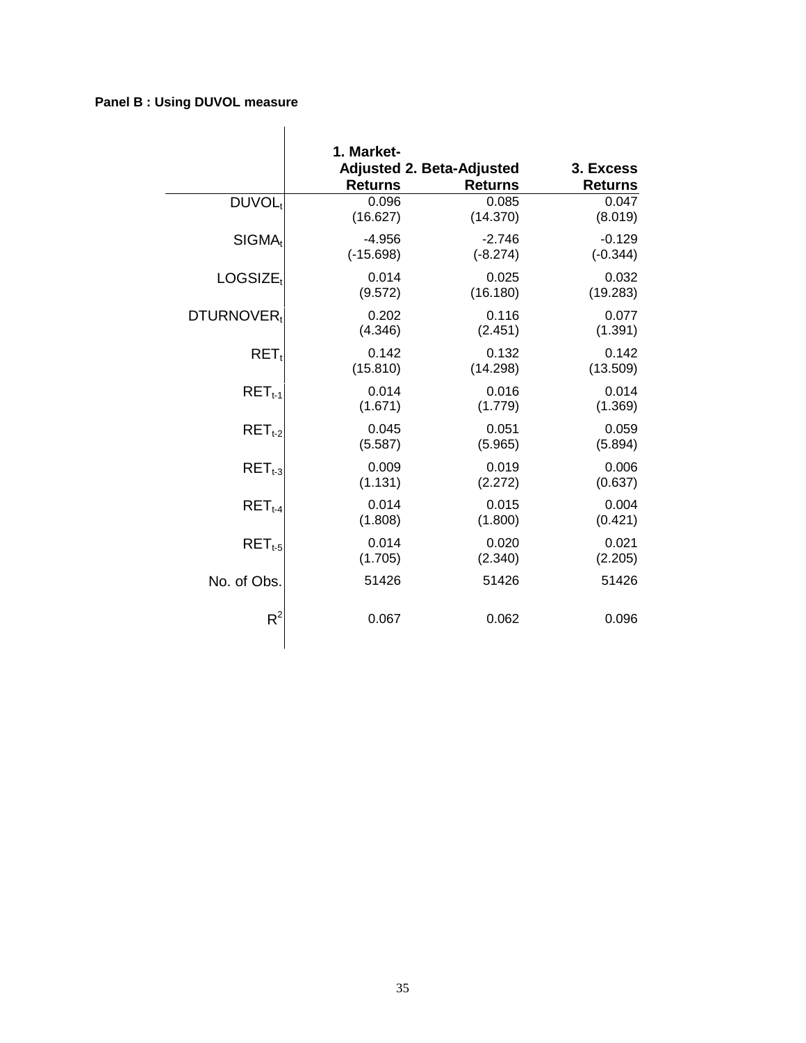**Panel B : Using DUVOL measure**

| | 1. Market-Adjusted Returns | 2. Beta-Adjusted Returns | 3. Excess Returns |
|---|---|---|---|
| $DUVOL_t$ | 0.096 | 0.085 | 0.047 |
| | (16.627) | (14.370) | (8.019) |
| $SIGMA_t$ | -4.956 | -2.746 | -0.129 |
| | (-15.698) | (-8.274) | (-0.344) |
| $LOGSIZE_t$ | 0.014 | 0.025 | 0.032 |
| | (9.572) | (16.180) | (19.283) |
| $DTURNOVER_t$ | 0.202 | 0.116 | 0.077 |
| | (4.346) | (2.451) | (1.391) |
| $RET_t$ | 0.142 | 0.132 | 0.142 |
| | (15.810) | (14.298) | (13.509) |
| $RET_{t-1}$ | 0.014 | 0.016 | 0.014 |
| | (1.671) | (1.779) | (1.369) |
| $RET_{t-2}$ | 0.045 | 0.051 | 0.059 |
| | (5.587) | (5.965) | (5.894) |
| $RET_{t-3}$ | 0.009 | 0.019 | 0.006 |
| | (1.131) | (2.272) | (0.637) |
| $RET_{t-4}$ | 0.014 | 0.015 | 0.004 |
| | (1.808) | (1.800) | (0.421) |
| $RET_{t-5}$ | 0.014 | 0.020 | 0.021 |
| | (1.705) | (2.340) | (2.205) |
| No. of Obs. | 51426 | 51426 | 51426 |
| $R^2$ | 0.067 | 0.062 | 0.096 |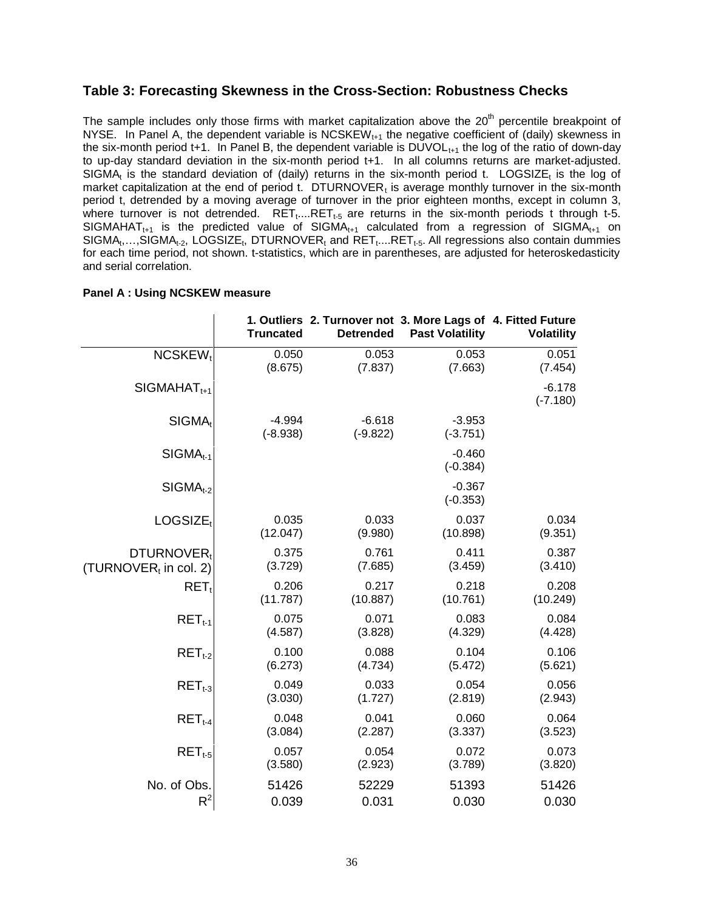## Table 3: Forecasting Skewness in the Cross-Section: Robustness Checks

The sample includes only those firms with market capitalization above the 20th percentile breakpoint of NYSE. In Panel A, the dependent variable is $NCSKEW_{t+1}$ the negative coefficient of (daily) skewness in the six-month period t+1. In Panel B, the dependent variable is $DUVOL_{t+1}$ the log of the ratio of down-day to up-day standard deviation in the six-month period t+1. In all columns returns are market-adjusted. $SIGMA_t$ is the standard deviation of (daily) returns in the six-month period t. $LOGSIZE_t$ is the log of market capitalization at the end of period t. $DTURNOVER_t$ is average monthly turnover in the six-month period t, detrended by a moving average of turnover in the prior eighteen months, except in column 3, where turnover is not detrended. $RET_t$....$RET_{t-5}$ are returns in the six-month periods t through t-5. $SIGMAHAT_{t+1}$ is the predicted value of $SIGMA_{t+1}$ calculated from a regression of $SIGMA_{t+1}$ on $SIGMA_t$,…,$SIGMA_{t-2}$, $LOGSIZE_t$, $DTURNOVER_t$ and $RET_t$....$RET_{t-5}$. All regressions also contain dummies for each time period, not shown. t-statistics, which are in parentheses, are adjusted for heteroskedasticity and serial correlation.

**Panel A : Using NCSKEW measure**

| | 1. Outliers Truncated | 2. Turnover not Detrended | 3. More Lags of Past Volatility | 4. Fitted Future Volatility |
|---|---|---|---|---|
| $NCSKEW_t$ | 0.050<br>(8.675) | 0.053<br>(7.837) | 0.053<br>(7.663) | 0.051<br>(7.454) |
| $SIGMAHAT_{t+1}$ | | | | -6.178<br>(-7.180) |
| $SIGMA_t$ | -4.994<br>(-8.938) | -6.618<br>(-9.822) | -3.953<br>(-3.751) | |
| $SIGMA_{t-1}$ | | | -0.460<br>(-0.384) | |
| $SIGMA_{t-2}$ | | | -0.367<br>(-0.353) | |
| $LOGSIZE_t$ | 0.035<br>(12.047) | 0.033<br>(9.980) | 0.037<br>(10.898) | 0.034<br>(9.351) |
| $DTURNOVER_t$<br>($TURNOVER_t$ in col. 2) | 0.375<br>(3.729) | 0.761<br>(7.685) | 0.411<br>(3.459) | 0.387<br>(3.410) |
| $RET_t$ | 0.206<br>(11.787) | 0.217<br>(10.887) | 0.218<br>(10.761) | 0.208<br>(10.249) |
| $RET_{t-1}$ | 0.075<br>(4.587) | 0.071<br>(3.828) | 0.083<br>(4.329) | 0.084<br>(4.428) |
| $RET_{t-2}$ | 0.100<br>(6.273) | 0.088<br>(4.734) | 0.104<br>(5.472) | 0.106<br>(5.621) |
| $RET_{t-3}$ | 0.049<br>(3.030) | 0.033<br>(1.727) | 0.054<br>(2.819) | 0.056<br>(2.943) |
| $RET_{t-4}$ | 0.048<br>(3.084) | 0.041<br>(2.287) | 0.060<br>(3.337) | 0.064<br>(3.523) |
| $RET_{t-5}$ | 0.057<br>(3.580) | 0.054<br>(2.923) | 0.072<br>(3.789) | 0.073<br>(3.820) |
| No. of Obs. | 51426 | 52229 | 51393 | 51426 |
| $R^2$ | 0.039 | 0.031 | 0.030 | 0.030 |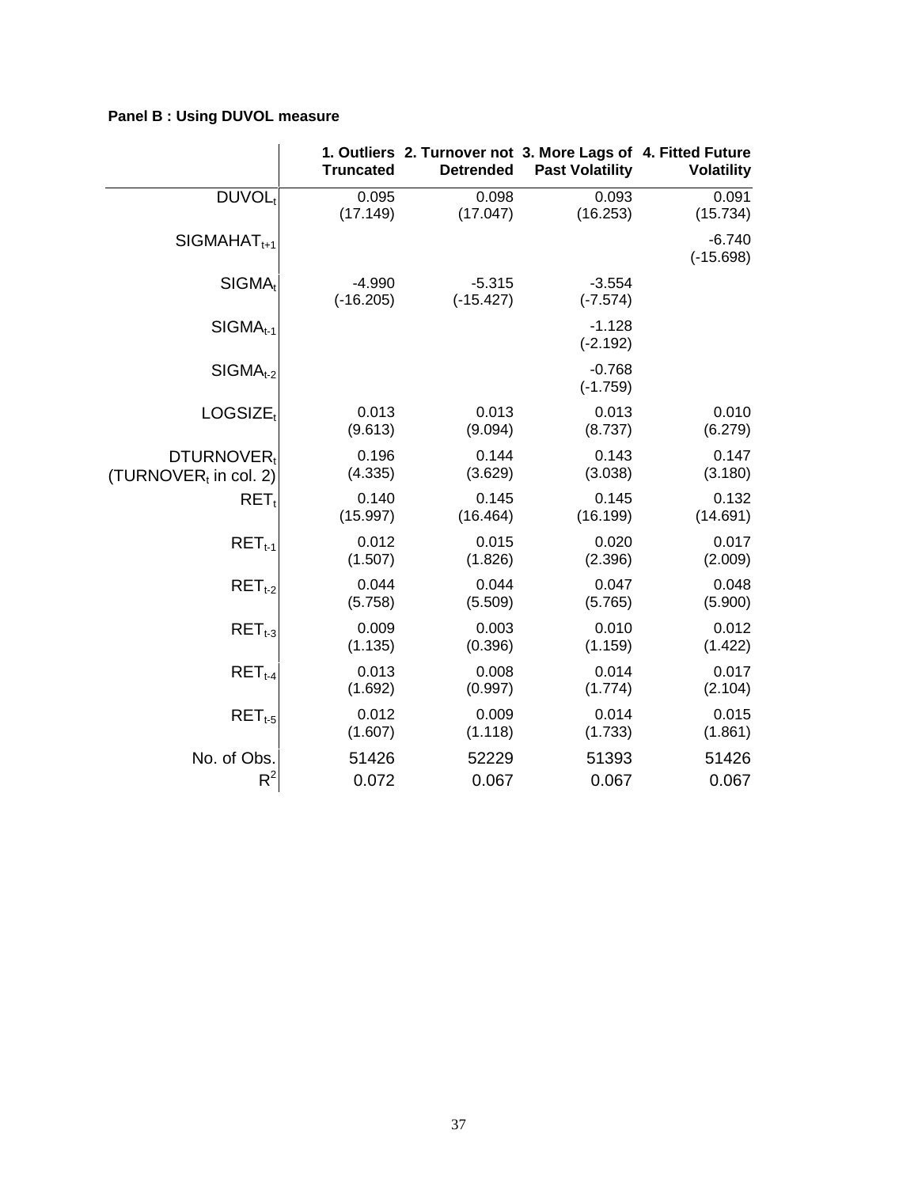**Panel B : Using DUVOL measure**

| | 1. Outliers Truncated | 2. Turnover not Detrended | 3. More Lags of Past Volatility | 4. Fitted Future Volatility |
|---|---|---|---|---|
| $DUVOL_t$ | 0.095 (17.149) | 0.098 (17.047) | 0.093 (16.253) | 0.091 (15.734) |
| $SIGMAHAT_{t+1}$ | | | | -6.740 (-15.698) |
| $SIGMA_t$ | -4.990 (-16.205) | -5.315 (-15.427) | -3.554 (-7.574) | |
| $SIGMA_{t-1}$ | | | -1.128 (-2.192) | |
| $SIGMA_{t-2}$ | | | -0.768 (-1.759) | |
| $LOGSIZE_t$ | 0.013 (9.613) | 0.013 (9.094) | 0.013 (8.737) | 0.010 (6.279) |
| $DTURNOVER_t$ ($TURNOVER_t$ in col. 2) | 0.196 (4.335) | 0.144 (3.629) | 0.143 (3.038) | 0.147 (3.180) |
| $RET_t$ | 0.140 (15.997) | 0.145 (16.464) | 0.145 (16.199) | 0.132 (14.691) |
| $RET_{t-1}$ | 0.012 (1.507) | 0.015 (1.826) | 0.020 (2.396) | 0.017 (2.009) |
| $RET_{t-2}$ | 0.044 (5.758) | 0.044 (5.509) | 0.047 (5.765) | 0.048 (5.900) |
| $RET_{t-3}$ | 0.009 (1.135) | 0.003 (0.396) | 0.010 (1.159) | 0.012 (1.422) |
| $RET_{t-4}$ | 0.013 (1.692) | 0.008 (0.997) | 0.014 (1.774) | 0.017 (2.104) |
| $RET_{t-5}$ | 0.012 (1.607) | 0.009 (1.118) | 0.014 (1.733) | 0.015 (1.861) |
| No. of Obs. | 51426 | 52229 | 51393 | 51426 |
| $R^2$ | 0.072 | 0.067 | 0.067 | 0.067 |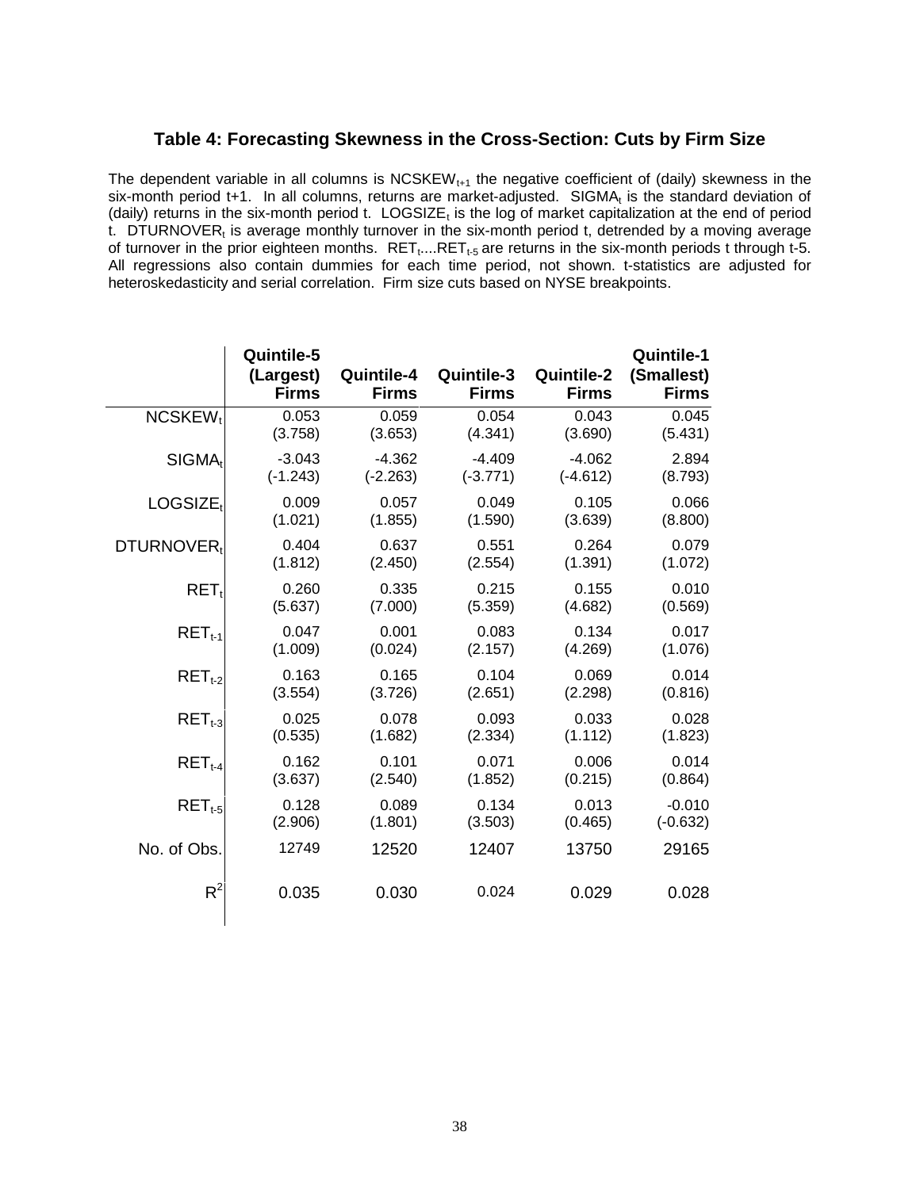### Table 4: Forecasting Skewness in the Cross-Section: Cuts by Firm Size

The dependent variable in all columns is $NCSKEW_{t+1}$ the negative coefficient of (daily) skewness in the six-month period t+1. In all columns, returns are market-adjusted. $SIGMA_t$ is the standard deviation of (daily) returns in the six-month period t. $LOGSIZE_t$ is the log of market capitalization at the end of period t. $DTURNOVER_t$ is average monthly turnover in the six-month period t, detrended by a moving average of turnover in the prior eighteen months. $RET_t$....$RET_{t-5}$ are returns in the six-month periods t through t-5. All regressions also contain dummies for each time period, not shown. t-statistics are adjusted for heteroskedasticity and serial correlation. Firm size cuts based on NYSE breakpoints.

| | Quintile-5 (Largest) Firms | Quintile-4 Firms | Quintile-3 Firms | Quintile-2 Firms | Quintile-1 (Smallest) Firms |
|---|---|---|---|---|---|
| $NCSKEW_t$ | 0.053 | 0.059 | 0.054 | 0.043 | 0.045 |
| | (3.758) | (3.653) | (4.341) | (3.690) | (5.431) |
| $SIGMA_t$ | -3.043 | -4.362 | -4.409 | -4.062 | 2.894 |
| | (-1.243) | (-2.263) | (-3.771) | (-4.612) | (8.793) |
| $LOGSIZE_t$ | 0.009 | 0.057 | 0.049 | 0.105 | 0.066 |
| | (1.021) | (1.855) | (1.590) | (3.639) | (8.800) |
| $DTURNOVER_t$ | 0.404 | 0.637 | 0.551 | 0.264 | 0.079 |
| | (1.812) | (2.450) | (2.554) | (1.391) | (1.072) |
| $RET_t$ | 0.260 | 0.335 | 0.215 | 0.155 | 0.010 |
| | (5.637) | (7.000) | (5.359) | (4.682) | (0.569) |
| $RET_{t-1}$ | 0.047 | 0.001 | 0.083 | 0.134 | 0.017 |
| | (1.009) | (0.024) | (2.157) | (4.269) | (1.076) |
| $RET_{t-2}$ | 0.163 | 0.165 | 0.104 | 0.069 | 0.014 |
| | (3.554) | (3.726) | (2.651) | (2.298) | (0.816) |
| $RET_{t-3}$ | 0.025 | 0.078 | 0.093 | 0.033 | 0.028 |
| | (0.535) | (1.682) | (2.334) | (1.112) | (1.823) |
| $RET_{t-4}$ | 0.162 | 0.101 | 0.071 | 0.006 | 0.014 |
| | (3.637) | (2.540) | (1.852) | (0.215) | (0.864) |
| $RET_{t-5}$ | 0.128 | 0.089 | 0.134 | 0.013 | -0.010 |
| | (2.906) | (1.801) | (3.503) | (0.465) | (-0.632) |
| No. of Obs. | 12749 | 12520 | 12407 | 13750 | 29165 |
| $R^2$ | 0.035 | 0.030 | 0.024 | 0.029 | 0.028 |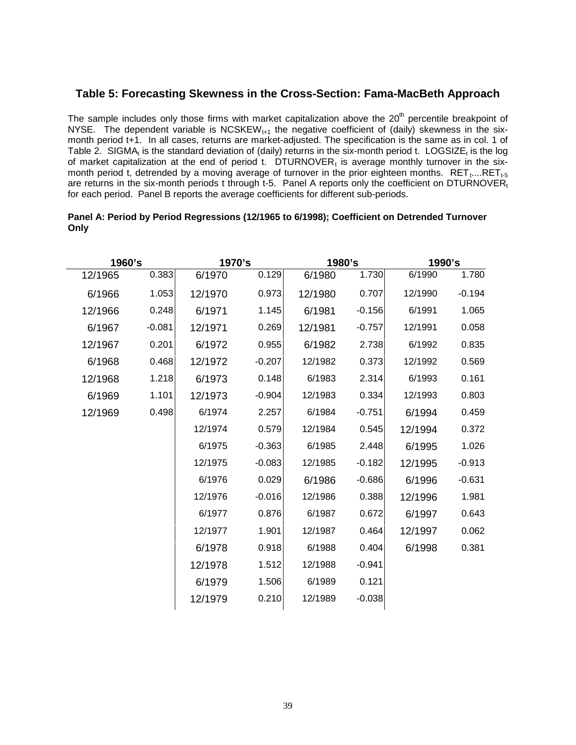### Table 5: Forecasting Skewness in the Cross-Section: Fama-MacBeth Approach

The sample includes only those firms with market capitalization above the 20[th] percentile breakpoint of NYSE. The dependent variable is $NCSKEW_{t+1}$ the negative coefficient of (daily) skewness in the six-month period t+1. In all cases, returns are market-adjusted. The specification is the same as in col. 1 of Table 2. $SIGMA_t$ is the standard deviation of (daily) returns in the six-month period t. $LOGSIZE_t$ is the log of market capitalization at the end of period t. $DTURNOVER_t$ is average monthly turnover in the six-month period t, detrended by a moving average of turnover in the prior eighteen months. $RET_t$....$RET_{t-5}$ are returns in the six-month periods t through t-5. Panel A reports only the coefficient on $DTURNOVER_t$ for each period. Panel B reports the average coefficients for different sub-periods.

**Panel A: Period by Period Regressions (12/1965 to 6/1998); Coefficient on Detrended Turnover Only**

| 1960's | | 1970's | | 1980's | | 1990's | |
|---|---|---|---|---|---|---|---|
| 12/1965 | 0.383 | 6/1970 | 0.129 | 6/1980 | 1.730 | 6/1990 | 1.780 |
| 6/1966 | 1.053 | 12/1970 | 0.973 | 12/1980 | 0.707 | 12/1990 | -0.194 |
| 12/1966 | 0.248 | 6/1971 | 1.145 | 6/1981 | -0.156 | 6/1991 | 1.065 |
| 6/1967 | -0.081 | 12/1971 | 0.269 | 12/1981 | -0.757 | 12/1991 | 0.058 |
| 12/1967 | 0.201 | 6/1972 | 0.955 | 6/1982 | 2.738 | 6/1992 | 0.835 |
| 6/1968 | 0.468 | 12/1972 | -0.207 | 12/1982 | 0.373 | 12/1992 | 0.569 |
| 12/1968 | 1.218 | 6/1973 | 0.148 | 6/1983 | 2.314 | 6/1993 | 0.161 |
| 6/1969 | 1.101 | 12/1973 | -0.904 | 12/1983 | 0.334 | 12/1993 | 0.803 |
| 12/1969 | 0.498 | 6/1974 | 2.257 | 6/1984 | -0.751 | 6/1994 | 0.459 |
| | | 12/1974 | 0.579 | 12/1984 | 0.545 | 12/1994 | 0.372 |
| | | 6/1975 | -0.363 | 6/1985 | 2.448 | 6/1995 | 1.026 |
| | | 12/1975 | -0.083 | 12/1985 | -0.182 | 12/1995 | -0.913 |
| | | 6/1976 | 0.029 | 6/1986 | -0.686 | 6/1996 | -0.631 |
| | | 12/1976 | -0.016 | 12/1986 | 0.388 | 12/1996 | 1.981 |
| | | 6/1977 | 0.876 | 6/1987 | 0.672 | 6/1997 | 0.643 |
| | | 12/1977 | 1.901 | 12/1987 | 0.464 | 12/1997 | 0.062 |
| | | 6/1978 | 0.918 | 6/1988 | 0.404 | 6/1998 | 0.381 |
| | | 12/1978 | 1.512 | 12/1988 | -0.941 | | |
| | | 6/1979 | 1.506 | 6/1989 | 0.121 | | |
| | | 12/1979 | 0.210 | 12/1989 | -0.038 | | |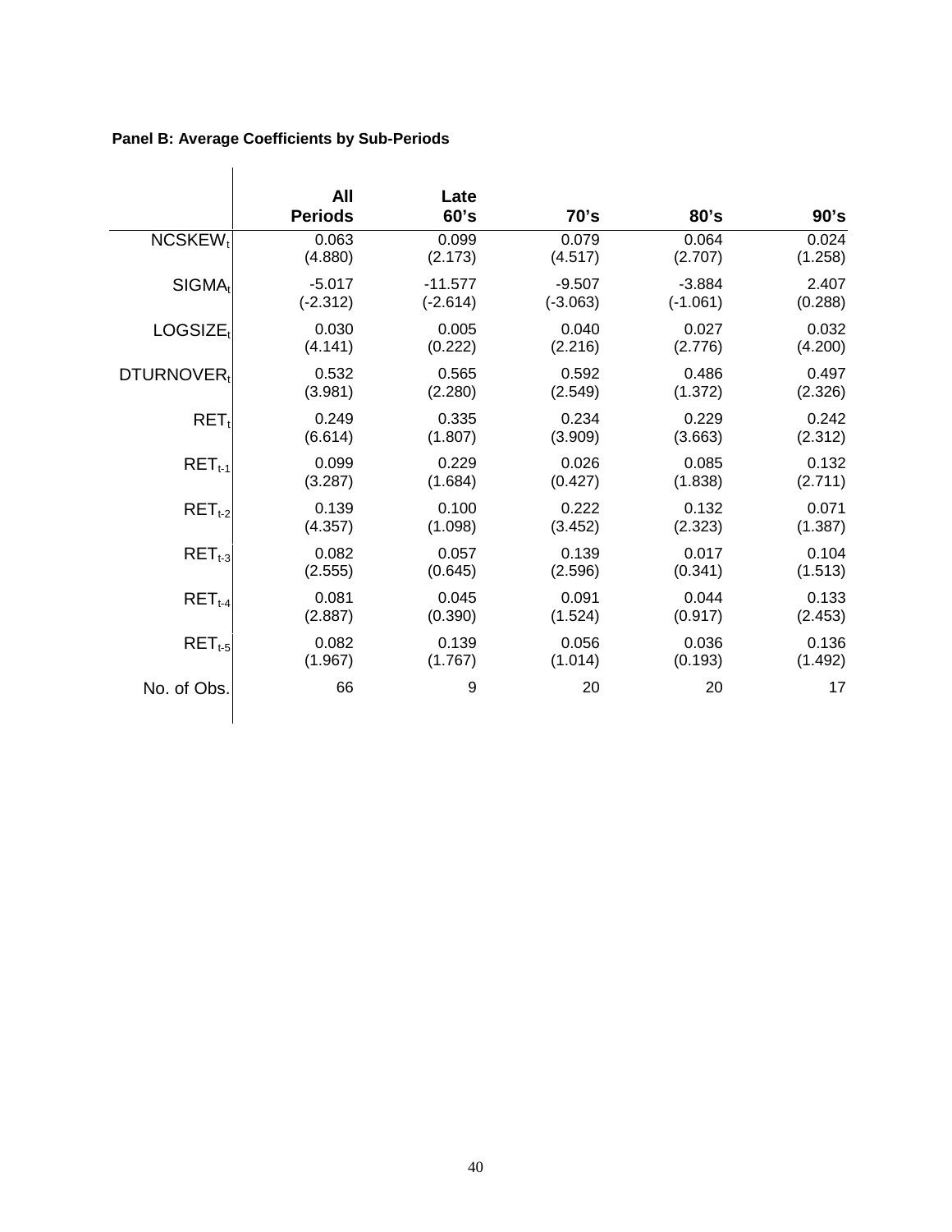**Panel B: Average Coefficients by Sub-Periods**

| | All Periods | Late 60's | 70's | 80's | 90's |
|---|---|---|---|---|---|
| $NCSKEW_t$ | 0.063 | 0.099 | 0.079 | 0.064 | 0.024 |
| | (4.880) | (2.173) | (4.517) | (2.707) | (1.258) |
| $SIGMA_t$ | -5.017 | -11.577 | -9.507 | -3.884 | 2.407 |
| | (-2.312) | (-2.614) | (-3.063) | (-1.061) | (0.288) |
| $LOGSIZE_t$ | 0.030 | 0.005 | 0.040 | 0.027 | 0.032 |
| | (4.141) | (0.222) | (2.216) | (2.776) | (4.200) |
| $DTURNOVER_t$ | 0.532 | 0.565 | 0.592 | 0.486 | 0.497 |
| | (3.981) | (2.280) | (2.549) | (1.372) | (2.326) |
| $RET_t$ | 0.249 | 0.335 | 0.234 | 0.229 | 0.242 |
| | (6.614) | (1.807) | (3.909) | (3.663) | (2.312) |
| $RET_{t-1}$ | 0.099 | 0.229 | 0.026 | 0.085 | 0.132 |
| | (3.287) | (1.684) | (0.427) | (1.838) | (2.711) |
| $RET_{t-2}$ | 0.139 | 0.100 | 0.222 | 0.132 | 0.071 |
| | (4.357) | (1.098) | (3.452) | (2.323) | (1.387) |
| $RET_{t-3}$ | 0.082 | 0.057 | 0.139 | 0.017 | 0.104 |
| | (2.555) | (0.645) | (2.596) | (0.341) | (1.513) |
| $RET_{t-4}$ | 0.081 | 0.045 | 0.091 | 0.044 | 0.133 |
| | (2.887) | (0.390) | (1.524) | (0.917) | (2.453) |
| $RET_{t-5}$ | 0.082 | 0.139 | 0.056 | 0.036 | 0.136 |
| | (1.967) | (1.767) | (1.014) | (0.193) | (1.492) |
| No. of Obs. | 66 | 9 | 20 | 20 | 17 |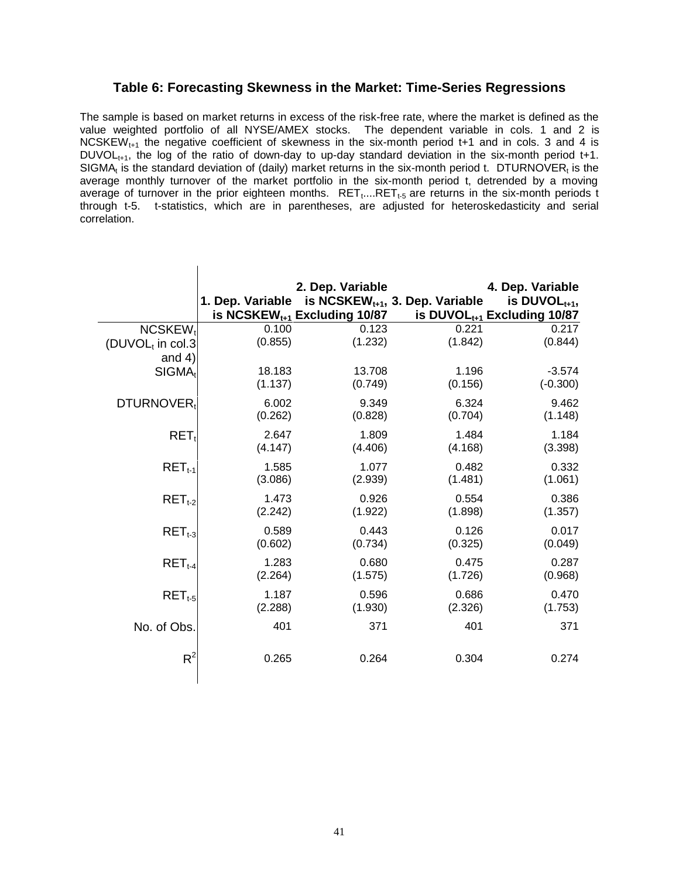## Table 6: Forecasting Skewness in the Market: Time-Series Regressions

The sample is based on market returns in excess of the risk-free rate, where the market is defined as the value weighted portfolio of all NYSE/AMEX stocks. The dependent variable in cols. 1 and 2 is $NCSKEW_{t+1}$ the negative coefficient of skewness in the six-month period t+1 and in cols. 3 and 4 is $DUVOL_{t+1}$, the log of the ratio of down-day to up-day standard deviation in the six-month period t+1. $SIGMA_t$ is the standard deviation of (daily) market returns in the six-month period t. $DTURNOVER_t$ is the average monthly turnover of the market portfolio in the six-month period t, detrended by a moving average of turnover in the prior eighteen months. $RET_t$....$RET_{t-5}$ are returns in the six-month periods t through t-5. t-statistics, which are in parentheses, are adjusted for heteroskedasticity and serial correlation.

| | 1. Dep. Variable is $NCSKEW_{t+1}$ | 2. Dep. Variable is $NCSKEW_{t+1}$, Excluding 10/87 | 3. Dep. Variable is $DUVOL_{t+1}$ | 4. Dep. Variable is $DUVOL_{t+1}$, Excluding 10/87 |
|---|---|---|---|---|
| $NCSKEW_t$ ($DUVOL_t$ in col.3 and 4) | 0.100 | 0.123 | 0.221 | 0.217 |
| | (0.855) | (1.232) | (1.842) | (0.844) |
| $SIGMA_t$ | 18.183 | 13.708 | 1.196 | -3.574 |
| | (1.137) | (0.749) | (0.156) | (-0.300) |
| $DTURNOVER_t$ | 6.002 | 9.349 | 6.324 | 9.462 |
| | (0.262) | (0.828) | (0.704) | (1.148) |
| $RET_t$ | 2.647 | 1.809 | 1.484 | 1.184 |
| | (4.147) | (4.406) | (4.168) | (3.398) |
| $RET_{t-1}$ | 1.585 | 1.077 | 0.482 | 0.332 |
| | (3.086) | (2.939) | (1.481) | (1.061) |
| $RET_{t-2}$ | 1.473 | 0.926 | 0.554 | 0.386 |
| | (2.242) | (1.922) | (1.898) | (1.357) |
| $RET_{t-3}$ | 0.589 | 0.443 | 0.126 | 0.017 |
| | (0.602) | (0.734) | (0.325) | (0.049) |
| $RET_{t-4}$ | 1.283 | 0.680 | 0.475 | 0.287 |
| | (2.264) | (1.575) | (1.726) | (0.968) |
| $RET_{t-5}$ | 1.187 | 0.596 | 0.686 | 0.470 |
| | (2.288) | (1.930) | (2.326) | (1.753) |
| No. of Obs. | 401 | 371 | 401 | 371 |
| $R^2$ | 0.265 | 0.264 | 0.304 | 0.274 |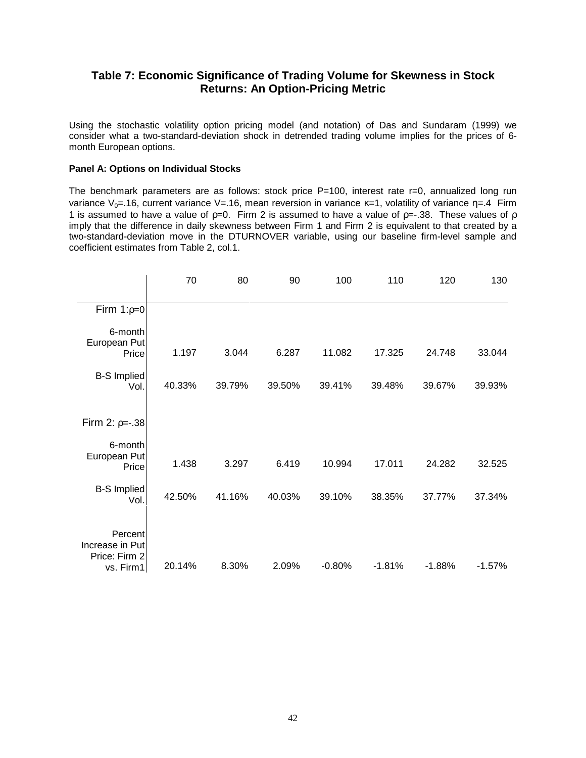## Table 7: Economic Significance of Trading Volume for Skewness in Stock Returns: An Option-Pricing Metric

Using the stochastic volatility option pricing model (and notation) of Das and Sundaram (1999) we consider what a two-standard-deviation shock in detrended trading volume implies for the prices of 6-month European options.

**Panel A: Options on Individual Stocks**

The benchmark parameters are as follows: stock price P=100, interest rate r=0, annualized long run variance $V_0$=.16, current variance V=.16, mean reversion in variance κ=1, volatility of variance η=.4 Firm 1 is assumed to have a value of ρ=0. Firm 2 is assumed to have a value of ρ=-.38. These values of ρ imply that the difference in daily skewness between Firm 1 and Firm 2 is equivalent to that created by a two-standard-deviation move in the DTURNOVER variable, using our baseline firm-level sample and coefficient estimates from Table 2, col.1.

| | 70 | 80 | 90 | 100 | 110 | 120 | 130 |
|---|---|---|---|---|---|---|---|
| Firm 1: ρ=0 | | | | | | | |
| 6-month European Put Price | 1.197 | 3.044 | 6.287 | 11.082 | 17.325 | 24.748 | 33.044 |
| B-S Implied Vol. | 40.33% | 39.79% | 39.50% | 39.41% | 39.48% | 39.67% | 39.93% |
| Firm 2: ρ=-.38 | | | | | | | |
| 6-month European Put Price | 1.438 | 3.297 | 6.419 | 10.994 | 17.011 | 24.282 | 32.525 |
| B-S Implied Vol. | 42.50% | 41.16% | 40.03% | 39.10% | 38.35% | 37.77% | 37.34% |
| Percent Increase in Put Price: Firm 2 vs. Firm1 | 20.14% | 8.30% | 2.09% | -0.80% | -1.81% | -1.88% | -1.57% |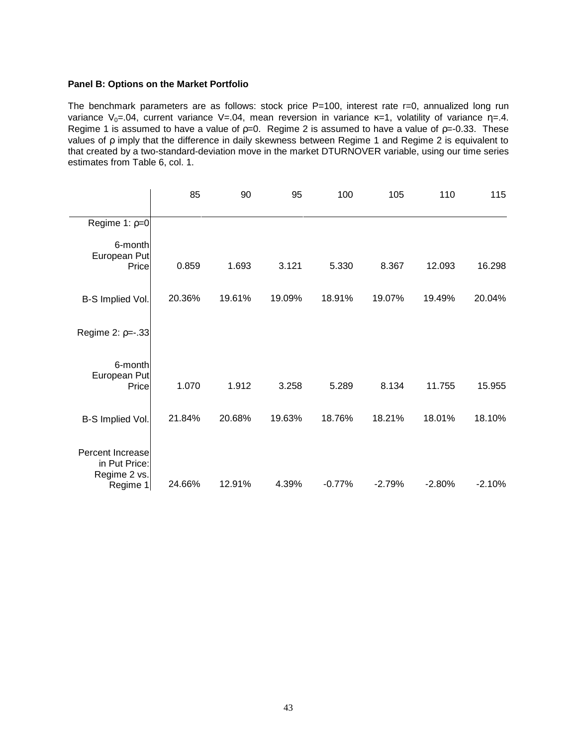**Panel B: Options on the Market Portfolio**

The benchmark parameters are as follows: stock price P=100, interest rate r=0, annualized long run variance $V_0$=.04, current variance V=.04, mean reversion in variance $\kappa$=1, volatility of variance $\eta$=.4. Regime 1 is assumed to have a value of $\rho$=0. Regime 2 is assumed to have a value of $\rho$=-0.33. These values of $\rho$ imply that the difference in daily skewness between Regime 1 and Regime 2 is equivalent to that created by a two-standard-deviation move in the market DTURNOVER variable, using our time series estimates from Table 6, col. 1.

| | 85 | 90 | 95 | 100 | 105 | 110 | 115 |
|---|---|---|---|---|---|---|---|
| Regime 1: $\rho$=0 | | | | | | | |
| 6-month European Put Price | 0.859 | 1.693 | 3.121 | 5.330 | 8.367 | 12.093 | 16.298 |
| B-S Implied Vol. | 20.36% | 19.61% | 19.09% | 18.91% | 19.07% | 19.49% | 20.04% |
| Regime 2: $\rho$=-.33 | | | | | | | |
| 6-month European Put Price | 1.070 | 1.912 | 3.258 | 5.289 | 8.134 | 11.755 | 15.955 |
| B-S Implied Vol. | 21.84% | 20.68% | 19.63% | 18.76% | 18.21% | 18.01% | 18.10% |
| Percent Increase in Put Price: Regime 2 vs. Regime 1 | 24.66% | 12.91% | 4.39% | -0.77% | -2.79% | -2.80% | -2.10% |